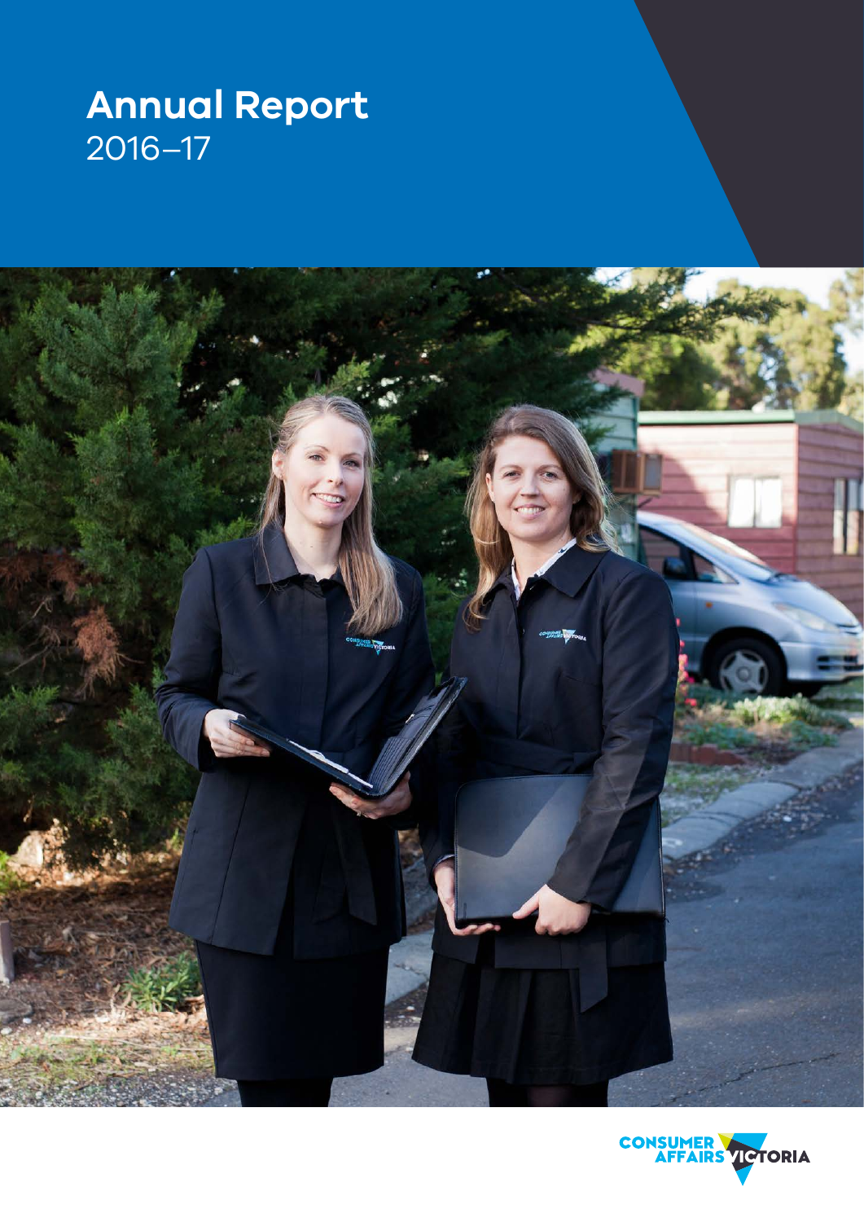# Annual Report

2016–17

Consumer Affairs Victoria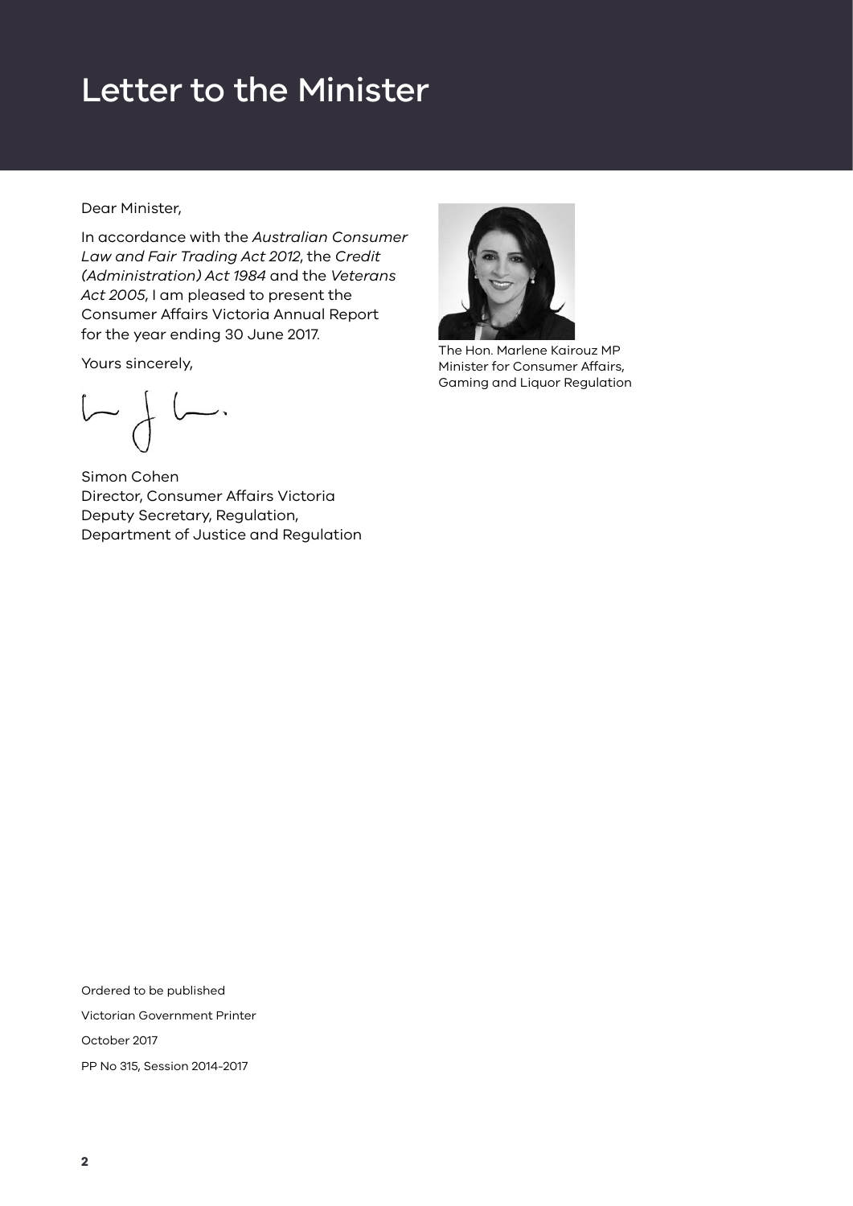# Letter to the Minister

Dear Minister,

In accordance with the *Australian Consumer Law and Fair Trading Act 2012*, the *Credit (Administration) Act 1984* and the *Veterans Act 2005*, I am pleased to present the Consumer Affairs Victoria Annual Report for the year ending 30 June 2017.

Yours sincerely,

Simon Cohen
Director, Consumer Affairs Victoria
Deputy Secretary, Regulation,
Department of Justice and Regulation

The Hon. Marlene Kairouz MP
Minister for Consumer Affairs, Gaming and Liquor Regulation

Ordered to be published

Victorian Government Printer

October 2017

PP No 315, Session 2014-2017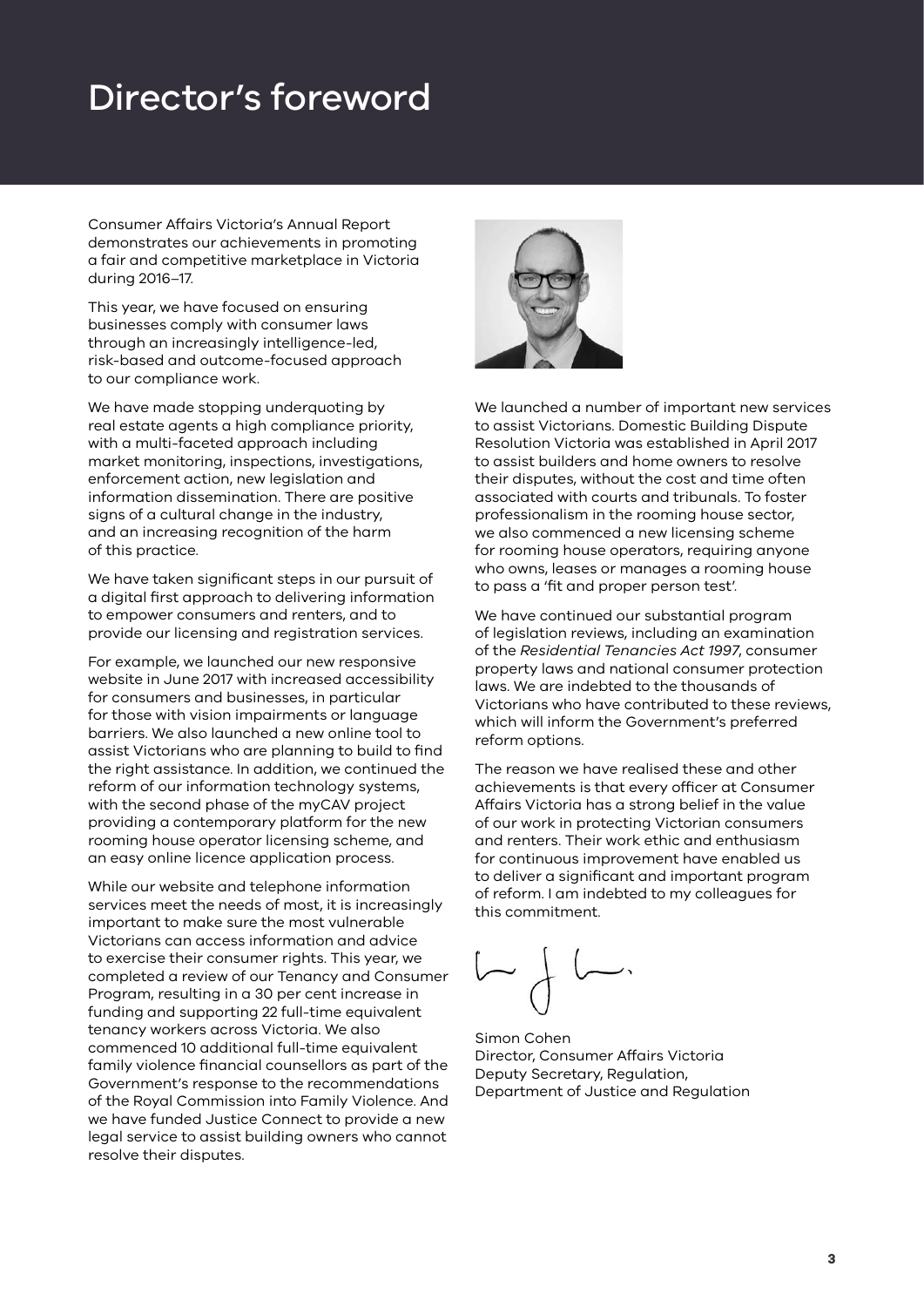# Director's foreword

Consumer Affairs Victoria's Annual Report demonstrates our achievements in promoting a fair and competitive marketplace in Victoria during 2016–17.

This year, we have focused on ensuring businesses comply with consumer laws through an increasingly intelligence-led, risk-based and outcome-focused approach to our compliance work.

We have made stopping underquoting by real estate agents a high compliance priority, with a multi-faceted approach including market monitoring, inspections, investigations, enforcement action, new legislation and information dissemination. There are positive signs of a cultural change in the industry, and an increasing recognition of the harm of this practice.

We have taken significant steps in our pursuit of a digital first approach to delivering information to empower consumers and renters, and to provide our licensing and registration services.

For example, we launched our new responsive website in June 2017 with increased accessibility for consumers and businesses, in particular for those with vision impairments or language barriers. We also launched a new online tool to assist Victorians who are planning to build to find the right assistance. In addition, we continued the reform of our information technology systems, with the second phase of the myCAV project providing a contemporary platform for the new rooming house operator licensing scheme, and an easy online licence application process.

While our website and telephone information services meet the needs of most, it is increasingly important to make sure the most vulnerable Victorians can access information and advice to exercise their consumer rights. This year, we completed a review of our Tenancy and Consumer Program, resulting in a 30 per cent increase in funding and supporting 22 full-time equivalent tenancy workers across Victoria. We also commenced 10 additional full-time equivalent family violence financial counsellors as part of the Government's response to the recommendations of the Royal Commission into Family Violence. And we have funded Justice Connect to provide a new legal service to assist building owners who cannot resolve their disputes.

We launched a number of important new services to assist Victorians. Domestic Building Dispute Resolution Victoria was established in April 2017 to assist builders and home owners to resolve their disputes, without the cost and time often associated with courts and tribunals. To foster professionalism in the rooming house sector, we also commenced a new licensing scheme for rooming house operators, requiring anyone who owns, leases or manages a rooming house to pass a 'fit and proper person test'.

We have continued our substantial program of legislation reviews, including an examination of the *Residential Tenancies Act 1997*, consumer property laws and national consumer protection laws. We are indebted to the thousands of Victorians who have contributed to these reviews, which will inform the Government's preferred reform options.

The reason we have realised these and other achievements is that every officer at Consumer Affairs Victoria has a strong belief in the value of our work in protecting Victorian consumers and renters. Their work ethic and enthusiasm for continuous improvement have enabled us to deliver a significant and important program of reform. I am indebted to my colleagues for this commitment.

Simon Cohen
Director, Consumer Affairs Victoria
Deputy Secretary, Regulation,
Department of Justice and Regulation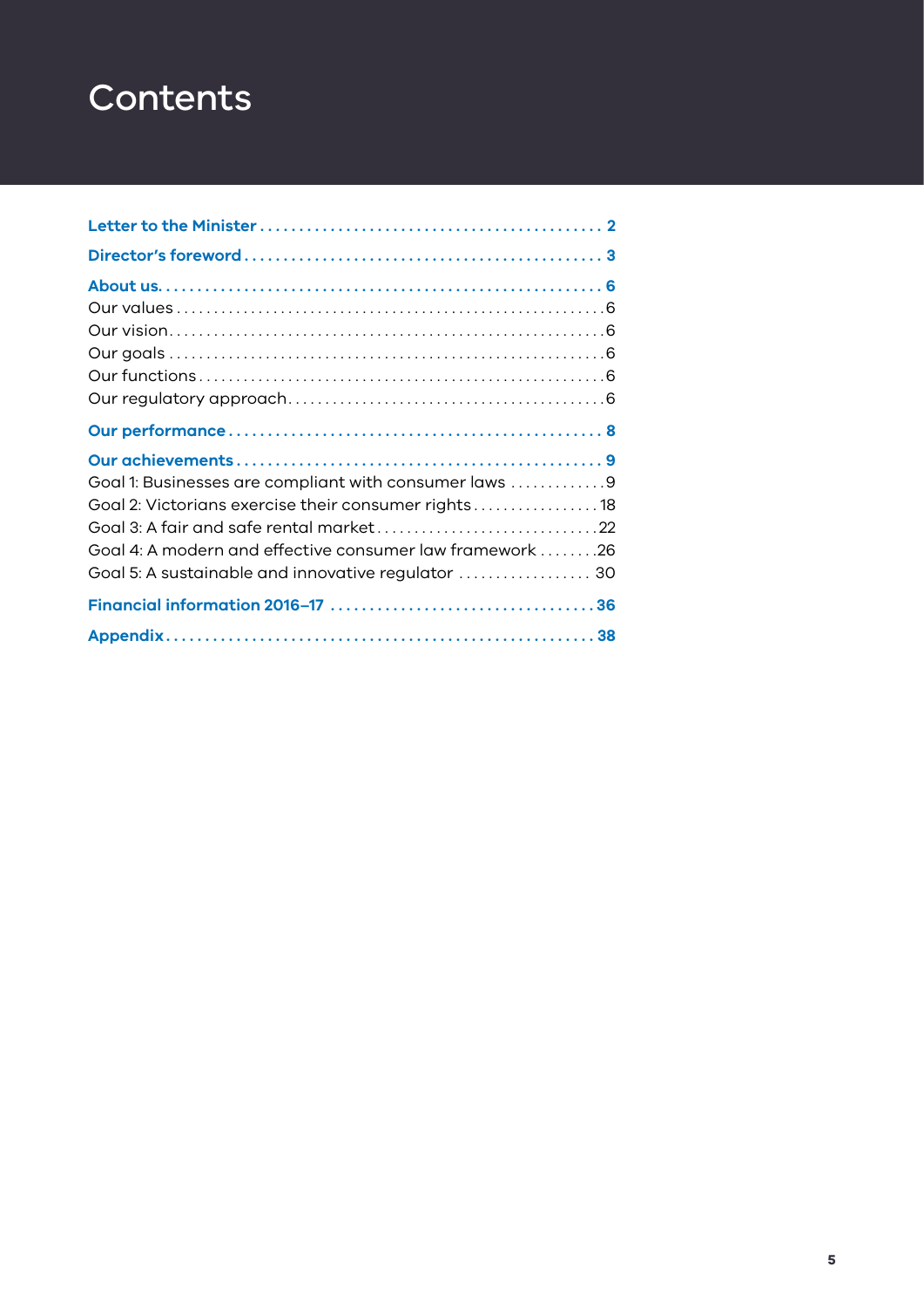# Contents

**Letter to the Minister** ........................................... **2**

**Director's foreword** ............................................. **3**

**About us** ....................................................... **6**

Our values ........................................................ 6

Our vision ........................................................ 6

Our goals ......................................................... 6

Our functions ..................................................... 6

Our regulatory approach ........................................... 6

**Our performance** ................................................ **8**

**Our achievements** ............................................... **9**

Goal 1: Businesses are compliant with consumer laws ............. 9

Goal 2: Victorians exercise their consumer rights ................ 18

Goal 3: A fair and safe rental market ............................ 22

Goal 4: A modern and effective consumer law framework ........ 26

Goal 5: A sustainable and innovative regulator .................. 30

**Financial information 2016–17** ................................. **36**

**Appendix** ....................................................... **38**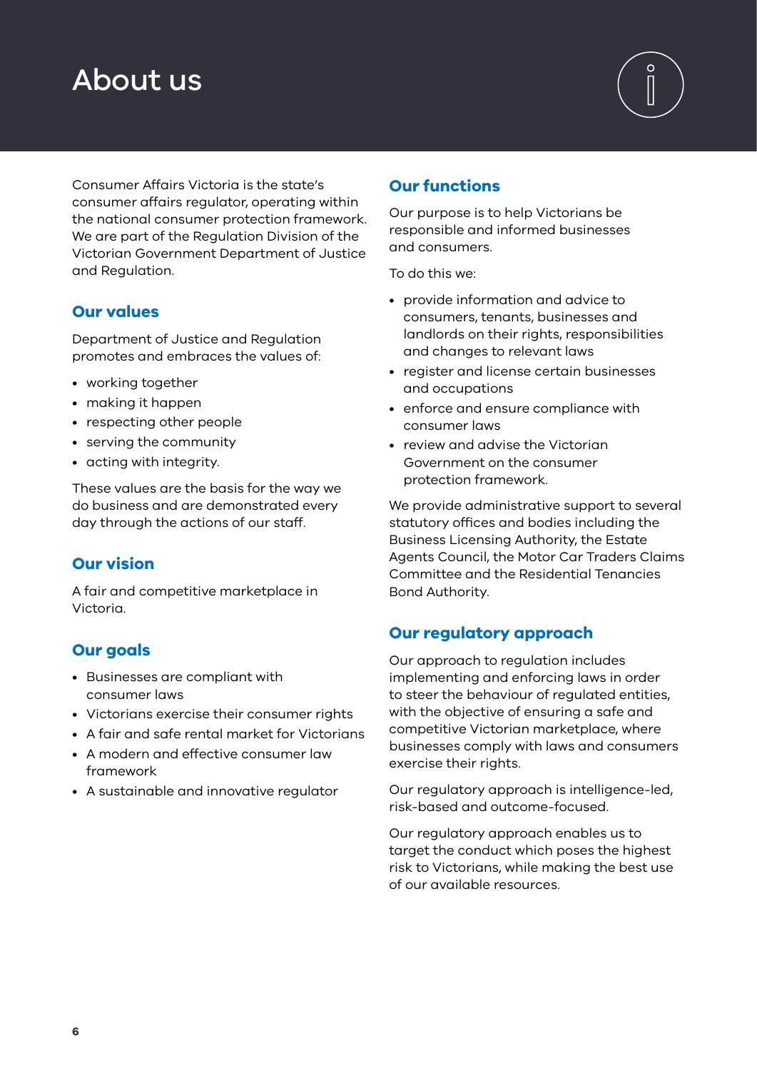# About us

Consumer Affairs Victoria is the state's consumer affairs regulator, operating within the national consumer protection framework. We are part of the Regulation Division of the Victorian Government Department of Justice and Regulation.

## Our values

Department of Justice and Regulation promotes and embraces the values of:

- working together
- making it happen
- respecting other people
- serving the community
- acting with integrity.

These values are the basis for the way we do business and are demonstrated every day through the actions of our staff.

## Our vision

A fair and competitive marketplace in Victoria.

## Our goals

- Businesses are compliant with consumer laws
- Victorians exercise their consumer rights
- A fair and safe rental market for Victorians
- A modern and effective consumer law framework
- A sustainable and innovative regulator

## Our functions

Our purpose is to help Victorians be responsible and informed businesses and consumers.

To do this we:

- provide information and advice to consumers, tenants, businesses and landlords on their rights, responsibilities and changes to relevant laws
- register and license certain businesses and occupations
- enforce and ensure compliance with consumer laws
- review and advise the Victorian Government on the consumer protection framework.

We provide administrative support to several statutory offices and bodies including the Business Licensing Authority, the Estate Agents Council, the Motor Car Traders Claims Committee and the Residential Tenancies Bond Authority.

## Our regulatory approach

Our approach to regulation includes implementing and enforcing laws in order to steer the behaviour of regulated entities, with the objective of ensuring a safe and competitive Victorian marketplace, where businesses comply with laws and consumers exercise their rights.

Our regulatory approach is intelligence-led, risk-based and outcome-focused.

Our regulatory approach enables us to target the conduct which poses the highest risk to Victorians, while making the best use of our available resources.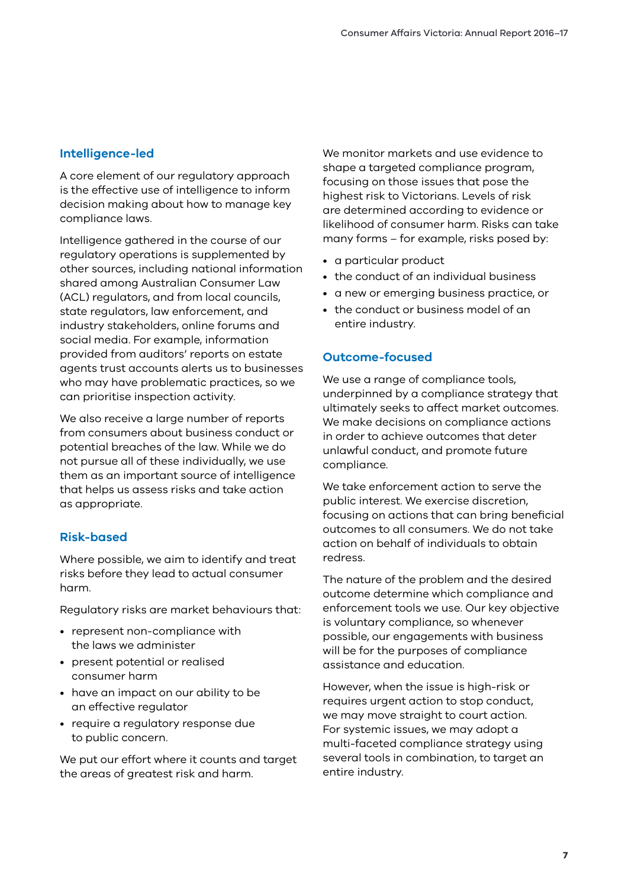### Intelligence-led

A core element of our regulatory approach is the effective use of intelligence to inform decision making about how to manage key compliance laws.

Intelligence gathered in the course of our regulatory operations is supplemented by other sources, including national information shared among Australian Consumer Law (ACL) regulators, and from local councils, state regulators, law enforcement, and industry stakeholders, online forums and social media. For example, information provided from auditors' reports on estate agents trust accounts alerts us to businesses who may have problematic practices, so we can prioritise inspection activity.

We also receive a large number of reports from consumers about business conduct or potential breaches of the law. While we do not pursue all of these individually, we use them as an important source of intelligence that helps us assess risks and take action as appropriate.

### Risk-based

Where possible, we aim to identify and treat risks before they lead to actual consumer harm.

Regulatory risks are market behaviours that:

- represent non-compliance with the laws we administer
- present potential or realised consumer harm
- have an impact on our ability to be an effective regulator
- require a regulatory response due to public concern.

We put our effort where it counts and target the areas of greatest risk and harm.

We monitor markets and use evidence to shape a targeted compliance program, focusing on those issues that pose the highest risk to Victorians. Levels of risk are determined according to evidence or likelihood of consumer harm. Risks can take many forms – for example, risks posed by:

- a particular product
- the conduct of an individual business
- a new or emerging business practice, or
- the conduct or business model of an entire industry.

### Outcome-focused

We use a range of compliance tools, underpinned by a compliance strategy that ultimately seeks to affect market outcomes. We make decisions on compliance actions in order to achieve outcomes that deter unlawful conduct, and promote future compliance.

We take enforcement action to serve the public interest. We exercise discretion, focusing on actions that can bring beneficial outcomes to all consumers. We do not take action on behalf of individuals to obtain redress.

The nature of the problem and the desired outcome determine which compliance and enforcement tools we use. Our key objective is voluntary compliance, so whenever possible, our engagements with business will be for the purposes of compliance assistance and education.

However, when the issue is high-risk or requires urgent action to stop conduct, we may move straight to court action. For systemic issues, we may adopt a multi-faceted compliance strategy using several tools in combination, to target an entire industry.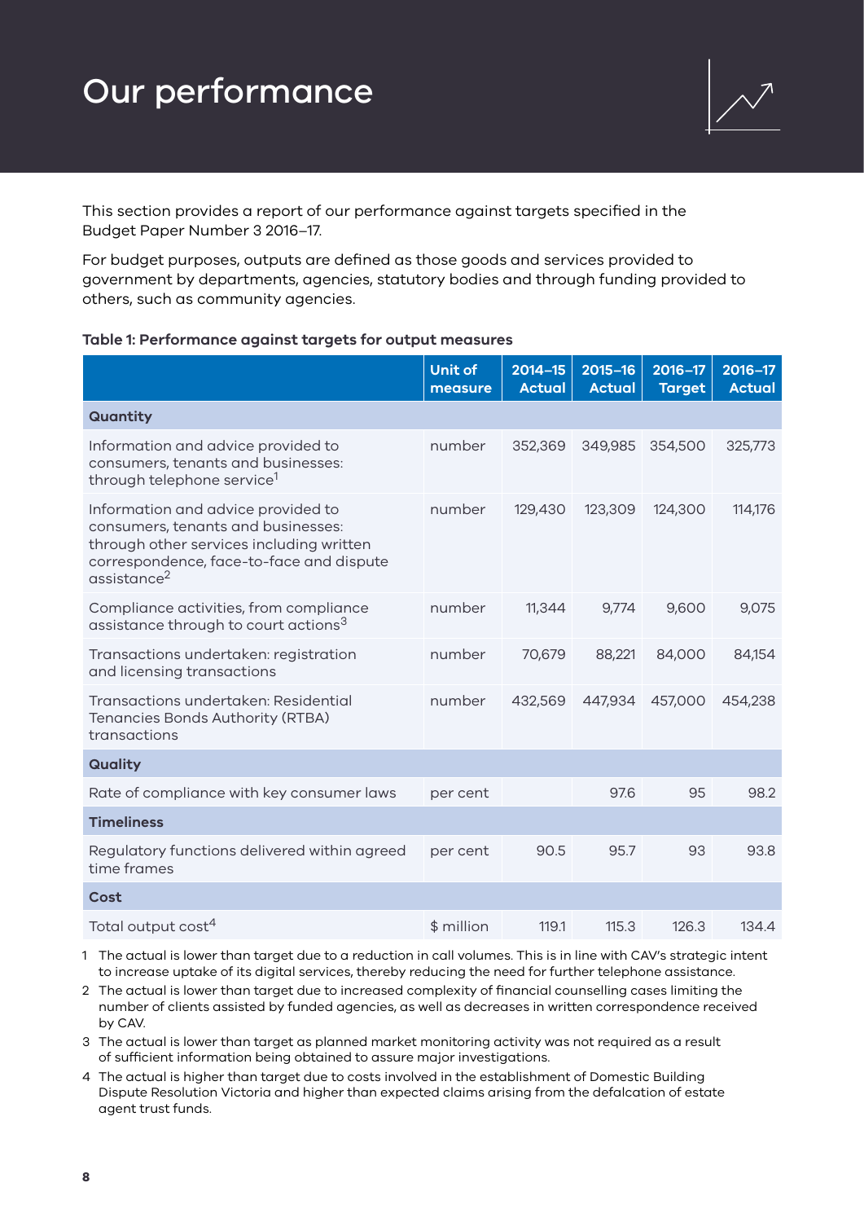# Our performance

This section provides a report of our performance against targets specified in the Budget Paper Number 3 2016–17.

For budget purposes, outputs are defined as those goods and services provided to government by departments, agencies, statutory bodies and through funding provided to others, such as community agencies.

**Table 1: Performance against targets for output measures**

| | Unit of measure | 2014–15 Actual | 2015–16 Actual | 2016–17 Target | 2016–17 Actual |
|---|---|---|---|---|---|
| **Quantity** | | | | | |
| Information and advice provided to consumers, tenants and businesses: through telephone service[1] | number | 352,369 | 349,985 | 354,500 | 325,773 |
| Information and advice provided to consumers, tenants and businesses: through other services including written correspondence, face-to-face and dispute assistance[2] | number | 129,430 | 123,309 | 124,300 | 114,176 |
| Compliance activities, from compliance assistance through to court actions[3] | number | 11,344 | 9,774 | 9,600 | 9,075 |
| Transactions undertaken: registration and licensing transactions | number | 70,679 | 88,221 | 84,000 | 84,154 |
| Transactions undertaken: Residential Tenancies Bonds Authority (RTBA) transactions | number | 432,569 | 447,934 | 457,000 | 454,238 |
| **Quality** | | | | | |
| Rate of compliance with key consumer laws | per cent | | 97.6 | 95 | 98.2 |
| **Timeliness** | | | | | |
| Regulatory functions delivered within agreed time frames | per cent | 90.5 | 95.7 | 93 | 93.8 |
| **Cost** | | | | | |
| Total output cost[4] | $ million | 119.1 | 115.3 | 126.3 | 134.4 |

1. The actual is lower than target due to a reduction in call volumes. This is in line with CAV's strategic intent to increase uptake of its digital services, thereby reducing the need for further telephone assistance.
2. The actual is lower than target due to increased complexity of financial counselling cases limiting the number of clients assisted by funded agencies, as well as decreases in written correspondence received by CAV.
3. The actual is lower than target as planned market monitoring activity was not required as a result of sufficient information being obtained to assure major investigations.
4. The actual is higher than target due to costs involved in the establishment of Domestic Building Dispute Resolution Victoria and higher than expected claims arising from the defalcation of estate agent trust funds.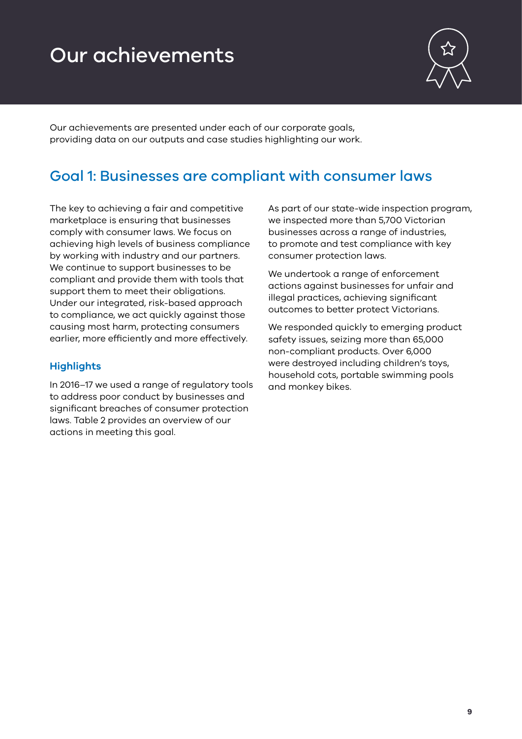# Our achievements

Our achievements are presented under each of our corporate goals, providing data on our outputs and case studies highlighting our work.

## Goal 1: Businesses are compliant with consumer laws

The key to achieving a fair and competitive marketplace is ensuring that businesses comply with consumer laws. We focus on achieving high levels of business compliance by working with industry and our partners. We continue to support businesses to be compliant and provide them with tools that support them to meet their obligations. Under our integrated, risk-based approach to compliance, we act quickly against those causing most harm, protecting consumers earlier, more efficiently and more effectively.

### Highlights

In 2016–17 we used a range of regulatory tools to address poor conduct by businesses and significant breaches of consumer protection laws. Table 2 provides an overview of our actions in meeting this goal.

As part of our state-wide inspection program, we inspected more than 5,700 Victorian businesses across a range of industries, to promote and test compliance with key consumer protection laws.

We undertook a range of enforcement actions against businesses for unfair and illegal practices, achieving significant outcomes to better protect Victorians.

We responded quickly to emerging product safety issues, seizing more than 65,000 non-compliant products. Over 6,000 were destroyed including children's toys, household cots, portable swimming pools and monkey bikes.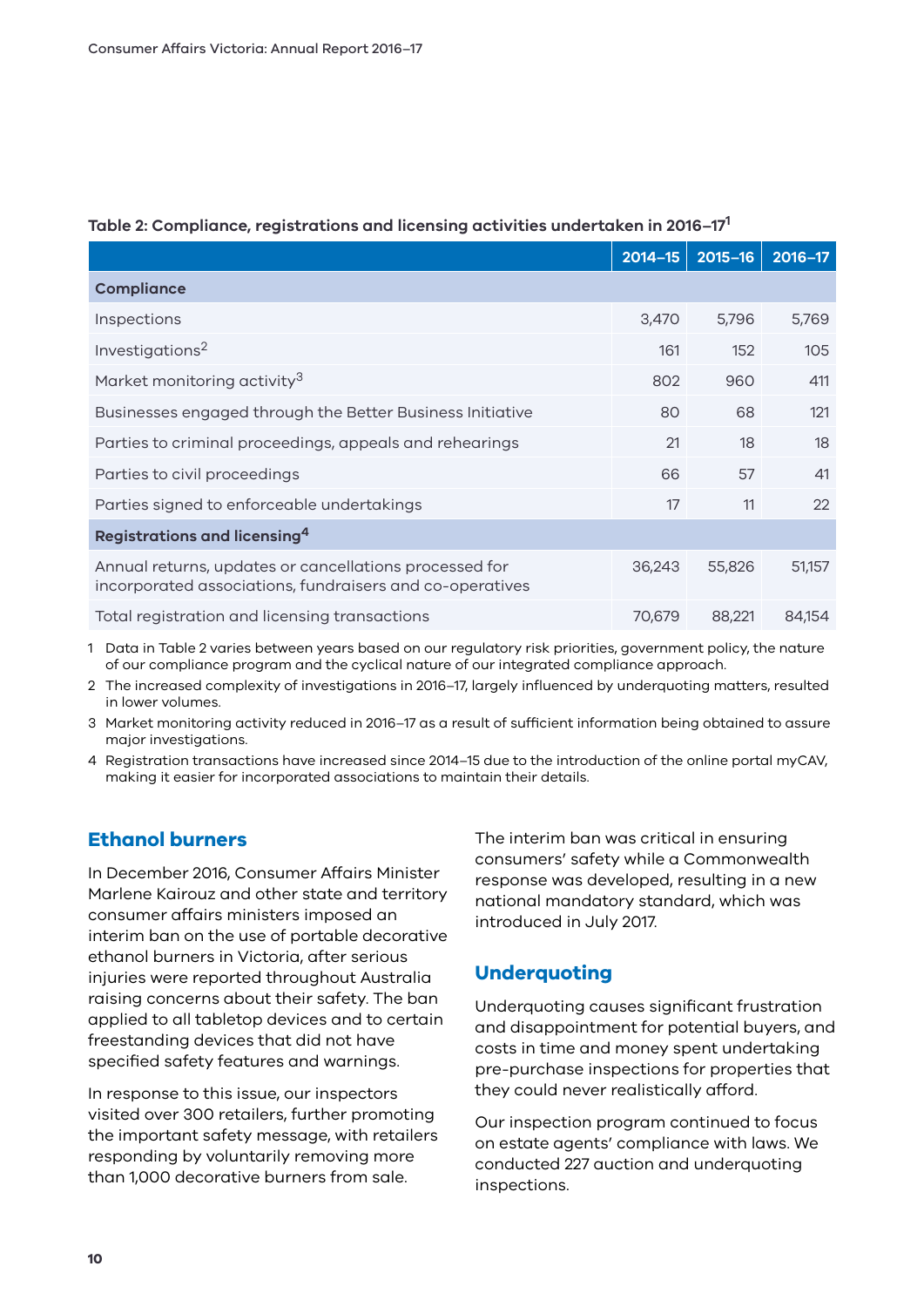**Table 2: Compliance, registrations and licensing activities undertaken in 2016–17[1]**

| | 2014–15 | 2015–16 | 2016–17 |
|---|---|---|---|
| **Compliance** | | | |
| Inspections | 3,470 | 5,796 | 5,769 |
| Investigations[2] | 161 | 152 | 105 |
| Market monitoring activity[3] | 802 | 960 | 411 |
| Businesses engaged through the Better Business Initiative | 80 | 68 | 121 |
| Parties to criminal proceedings, appeals and rehearings | 21 | 18 | 18 |
| Parties to civil proceedings | 66 | 57 | 41 |
| Parties signed to enforceable undertakings | 17 | 11 | 22 |
| **Registrations and licensing[4]** | | | |
| Annual returns, updates or cancellations processed for incorporated associations, fundraisers and co-operatives | 36,243 | 55,826 | 51,157 |
| Total registration and licensing transactions | 70,679 | 88,221 | 84,154 |

1 Data in Table 2 varies between years based on our regulatory risk priorities, government policy, the nature of our compliance program and the cyclical nature of our integrated compliance approach.

2 The increased complexity of investigations in 2016–17, largely influenced by underquoting matters, resulted in lower volumes.

3 Market monitoring activity reduced in 2016–17 as a result of sufficient information being obtained to assure major investigations.

4 Registration transactions have increased since 2014–15 due to the introduction of the online portal myCAV, making it easier for incorporated associations to maintain their details.

## Ethanol burners

In December 2016, Consumer Affairs Minister Marlene Kairouz and other state and territory consumer affairs ministers imposed an interim ban on the use of portable decorative ethanol burners in Victoria, after serious injuries were reported throughout Australia raising concerns about their safety. The ban applied to all tabletop devices and to certain freestanding devices that did not have specified safety features and warnings.

In response to this issue, our inspectors visited over 300 retailers, further promoting the important safety message, with retailers responding by voluntarily removing more than 1,000 decorative burners from sale.

The interim ban was critical in ensuring consumers' safety while a Commonwealth response was developed, resulting in a new national mandatory standard, which was introduced in July 2017.

## Underquoting

Underquoting causes significant frustration and disappointment for potential buyers, and costs in time and money spent undertaking pre-purchase inspections for properties that they could never realistically afford.

Our inspection program continued to focus on estate agents' compliance with laws. We conducted 227 auction and underquoting inspections.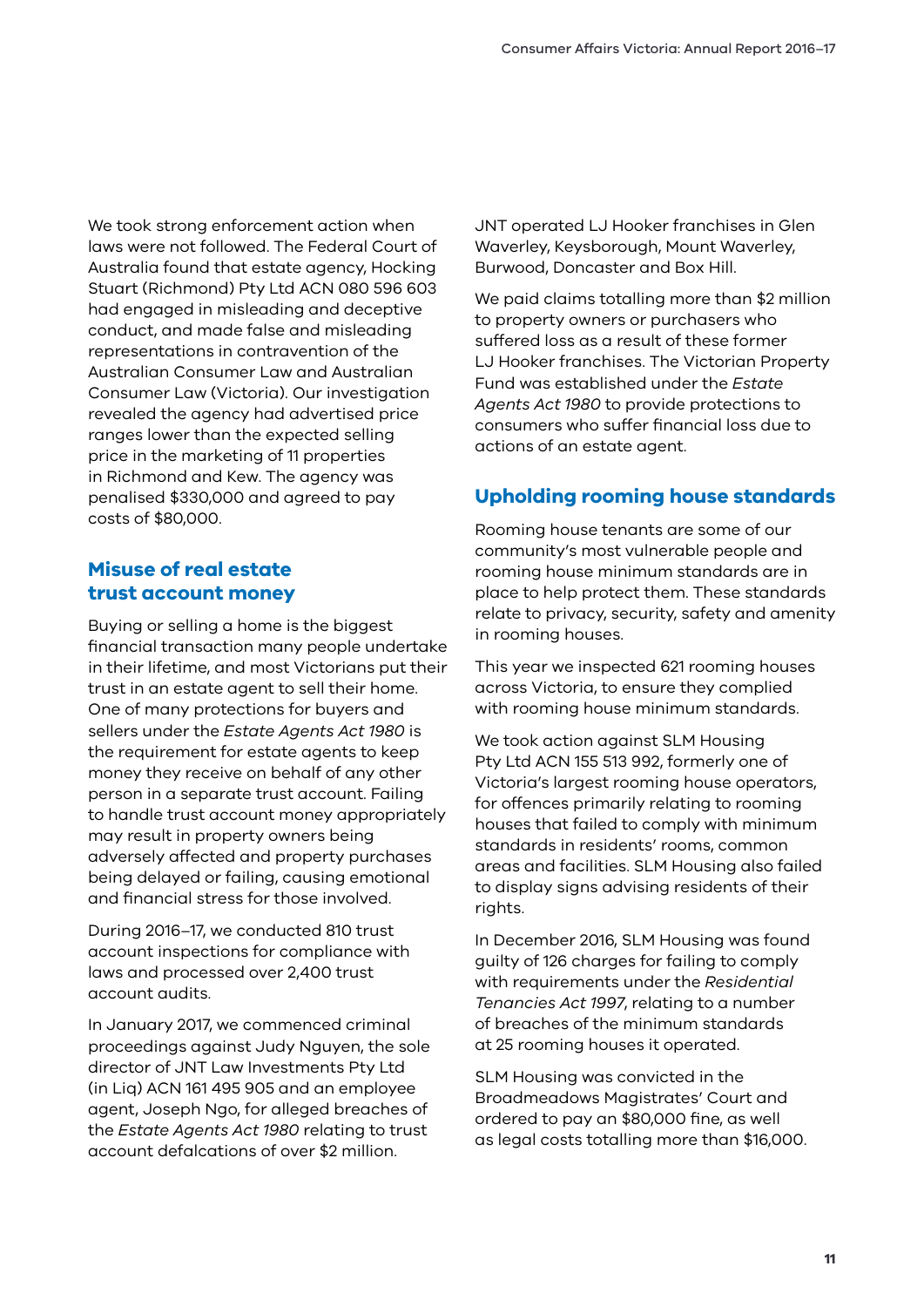We took strong enforcement action when laws were not followed. The Federal Court of Australia found that estate agency, Hocking Stuart (Richmond) Pty Ltd ACN 080 596 603 had engaged in misleading and deceptive conduct, and made false and misleading representations in contravention of the Australian Consumer Law and Australian Consumer Law (Victoria). Our investigation revealed the agency had advertised price ranges lower than the expected selling price in the marketing of 11 properties in Richmond and Kew. The agency was penalised $330,000 and agreed to pay costs of $80,000.

## Misuse of real estate trust account money

Buying or selling a home is the biggest financial transaction many people undertake in their lifetime, and most Victorians put their trust in an estate agent to sell their home. One of many protections for buyers and sellers under the *Estate Agents Act 1980* is the requirement for estate agents to keep money they receive on behalf of any other person in a separate trust account. Failing to handle trust account money appropriately may result in property owners being adversely affected and property purchases being delayed or failing, causing emotional and financial stress for those involved.

During 2016–17, we conducted 810 trust account inspections for compliance with laws and processed over 2,400 trust account audits.

In January 2017, we commenced criminal proceedings against Judy Nguyen, the sole director of JNT Law Investments Pty Ltd (in Liq) ACN 161 495 905 and an employee agent, Joseph Ngo, for alleged breaches of the *Estate Agents Act 1980* relating to trust account defalcations of over $2 million.

JNT operated LJ Hooker franchises in Glen Waverley, Keysborough, Mount Waverley, Burwood, Doncaster and Box Hill.

We paid claims totalling more than $2 million to property owners or purchasers who suffered loss as a result of these former LJ Hooker franchises. The Victorian Property Fund was established under the *Estate Agents Act 1980* to provide protections to consumers who suffer financial loss due to actions of an estate agent.

## Upholding rooming house standards

Rooming house tenants are some of our community's most vulnerable people and rooming house minimum standards are in place to help protect them. These standards relate to privacy, security, safety and amenity in rooming houses.

This year we inspected 621 rooming houses across Victoria, to ensure they complied with rooming house minimum standards.

We took action against SLM Housing Pty Ltd ACN 155 513 992, formerly one of Victoria's largest rooming house operators, for offences primarily relating to rooming houses that failed to comply with minimum standards in residents' rooms, common areas and facilities. SLM Housing also failed to display signs advising residents of their rights.

In December 2016, SLM Housing was found guilty of 126 charges for failing to comply with requirements under the *Residential Tenancies Act 1997*, relating to a number of breaches of the minimum standards at 25 rooming houses it operated.

SLM Housing was convicted in the Broadmeadows Magistrates' Court and ordered to pay an $80,000 fine, as well as legal costs totalling more than $16,000.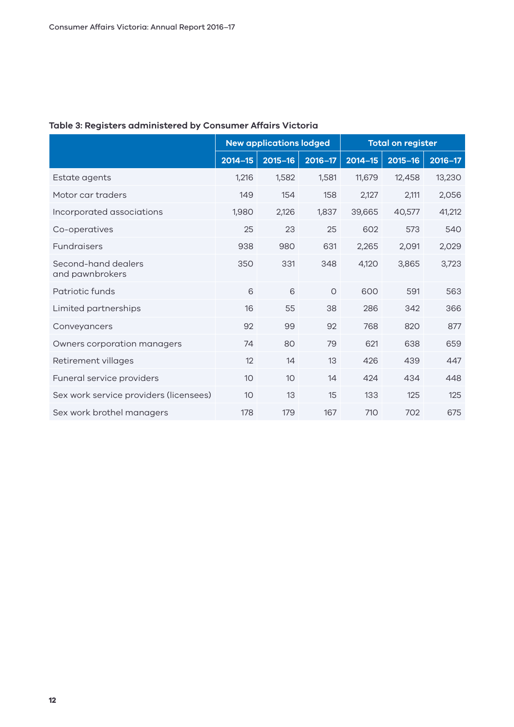**Table 3: Registers administered by Consumer Affairs Victoria**

| | New applications lodged | | | Total on register | | |
|---|---|---|---|---|---|---|
| | 2014–15 | 2015–16 | 2016–17 | 2014–15 | 2015–16 | 2016–17 |
| Estate agents | 1,216 | 1,582 | 1,581 | 11,679 | 12,458 | 13,230 |
| Motor car traders | 149 | 154 | 158 | 2,127 | 2,111 | 2,056 |
| Incorporated associations | 1,980 | 2,126 | 1,837 | 39,665 | 40,577 | 41,212 |
| Co-operatives | 25 | 23 | 25 | 602 | 573 | 540 |
| Fundraisers | 938 | 980 | 631 | 2,265 | 2,091 | 2,029 |
| Second-hand dealers and pawnbrokers | 350 | 331 | 348 | 4,120 | 3,865 | 3,723 |
| Patriotic funds | 6 | 6 | 0 | 600 | 591 | 563 |
| Limited partnerships | 16 | 55 | 38 | 286 | 342 | 366 |
| Conveyancers | 92 | 99 | 92 | 768 | 820 | 877 |
| Owners corporation managers | 74 | 80 | 79 | 621 | 638 | 659 |
| Retirement villages | 12 | 14 | 13 | 426 | 439 | 447 |
| Funeral service providers | 10 | 10 | 14 | 424 | 434 | 448 |
| Sex work service providers (licensees) | 10 | 13 | 15 | 133 | 125 | 125 |
| Sex work brothel managers | 178 | 179 | 167 | 710 | 702 | 675 |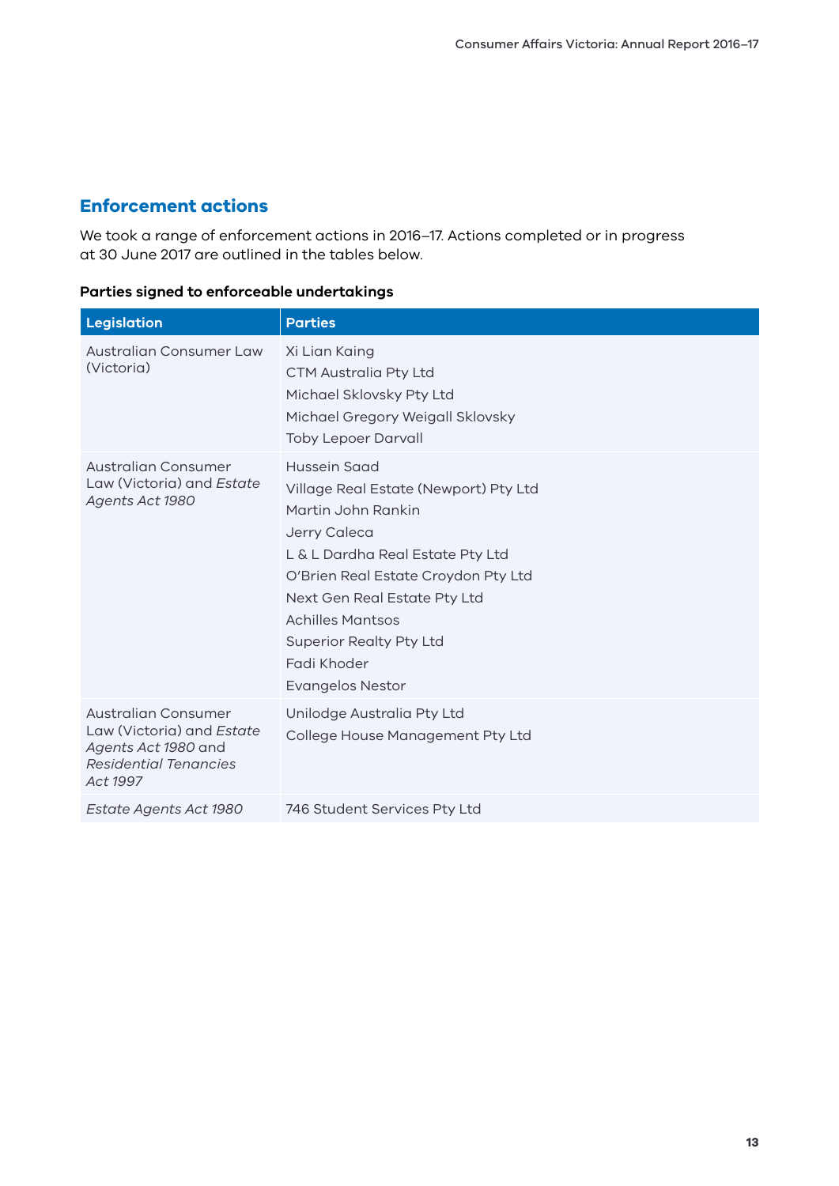## Enforcement actions

We took a range of enforcement actions in 2016–17. Actions completed or in progress at 30 June 2017 are outlined in the tables below.

**Parties signed to enforceable undertakings**

| Legislation | Parties |
| --- | --- |
| Australian Consumer Law (Victoria) | Xi Lian Kaing<br>CTM Australia Pty Ltd<br>Michael Sklovsky Pty Ltd<br>Michael Gregory Weigall Sklovsky<br>Toby Lepoer Darvall |
| Australian Consumer Law (Victoria) and *Estate Agents Act 1980* | Hussein Saad<br>Village Real Estate (Newport) Pty Ltd<br>Martin John Rankin<br>Jerry Caleca<br>L & L Dardha Real Estate Pty Ltd<br>O'Brien Real Estate Croydon Pty Ltd<br>Next Gen Real Estate Pty Ltd<br>Achilles Mantsos<br>Superior Realty Pty Ltd<br>Fadi Khoder<br>Evangelos Nestor |
| Australian Consumer Law (Victoria) and *Estate Agents Act 1980* and *Residential Tenancies Act 1997* | Unilodge Australia Pty Ltd<br>College House Management Pty Ltd |
| *Estate Agents Act 1980* | 746 Student Services Pty Ltd |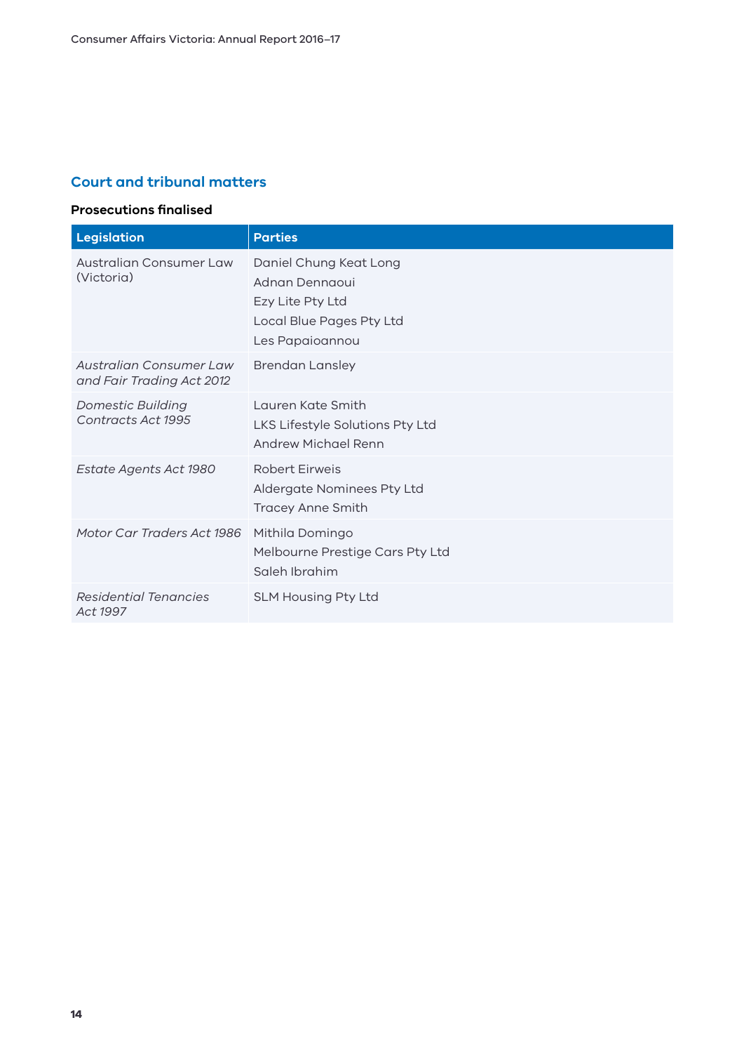## Court and tribunal matters

### Prosecutions finalised

| Legislation | Parties |
|---|---|
| Australian Consumer Law (Victoria) | Daniel Chung Keat Long<br>Adnan Dennaoui<br>Ezy Lite Pty Ltd<br>Local Blue Pages Pty Ltd<br>Les Papaioannou |
| *Australian Consumer Law and Fair Trading Act 2012* | Brendan Lansley |
| *Domestic Building Contracts Act 1995* | Lauren Kate Smith<br>LKS Lifestyle Solutions Pty Ltd<br>Andrew Michael Renn |
| *Estate Agents Act 1980* | Robert Eirweis<br>Aldergate Nominees Pty Ltd<br>Tracey Anne Smith |
| *Motor Car Traders Act 1986* | Mithila Domingo<br>Melbourne Prestige Cars Pty Ltd<br>Saleh Ibrahim |
| *Residential Tenancies Act 1997* | SLM Housing Pty Ltd |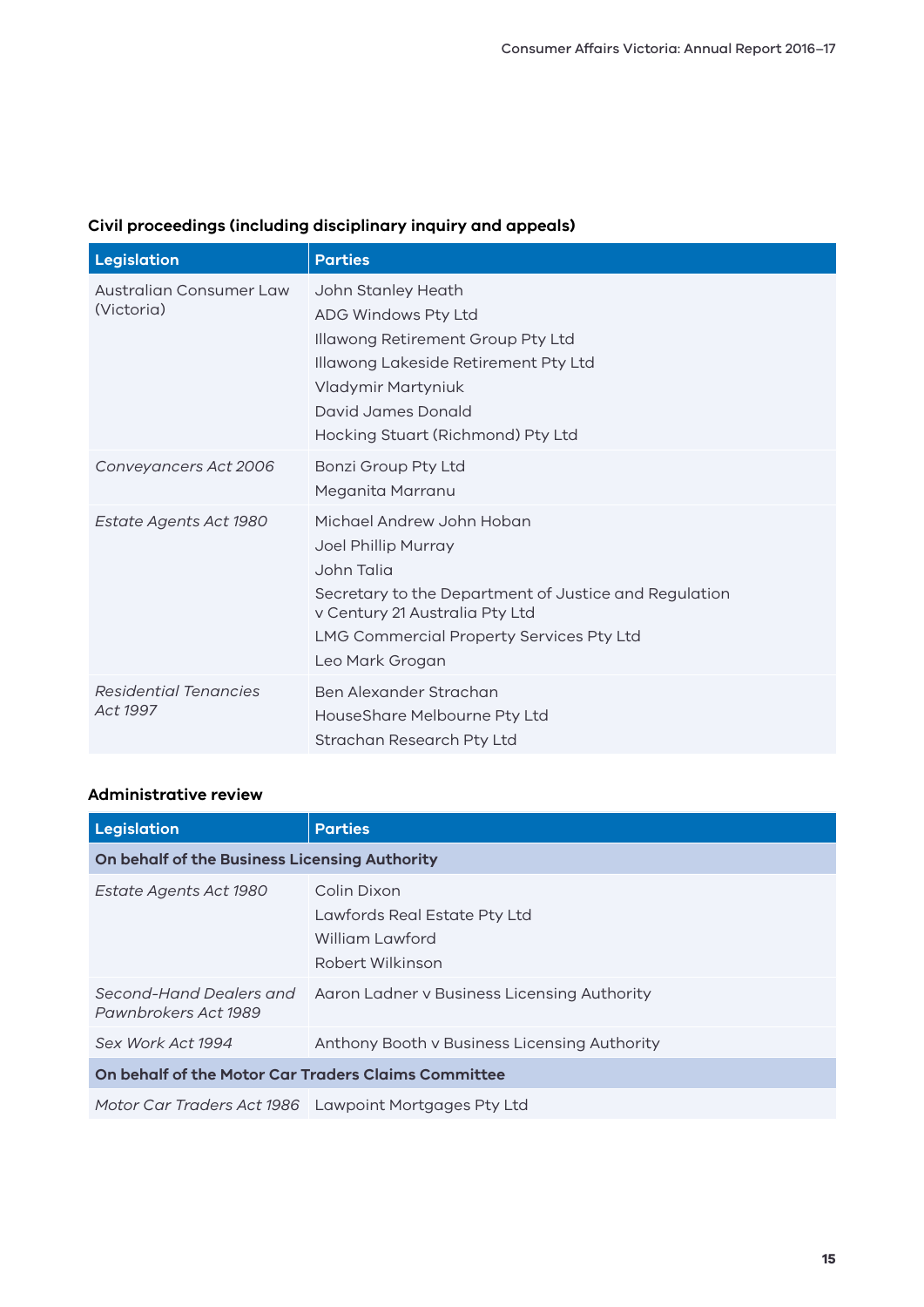### Civil proceedings (including disciplinary inquiry and appeals)

| Legislation | Parties |
|---|---|
| Australian Consumer Law (Victoria) | John Stanley Heath<br>ADG Windows Pty Ltd<br>Illawong Retirement Group Pty Ltd<br>Illawong Lakeside Retirement Pty Ltd<br>Vladymir Martyniuk<br>David James Donald<br>Hocking Stuart (Richmond) Pty Ltd |
| *Conveyancers Act 2006* | Bonzi Group Pty Ltd<br>Meganita Marranu |
| *Estate Agents Act 1980* | Michael Andrew John Hoban<br>Joel Phillip Murray<br>John Talia<br>Secretary to the Department of Justice and Regulation v Century 21 Australia Pty Ltd<br>LMG Commercial Property Services Pty Ltd<br>Leo Mark Grogan |
| *Residential Tenancies Act 1997* | Ben Alexander Strachan<br>HouseShare Melbourne Pty Ltd<br>Strachan Research Pty Ltd |

### Administrative review

| Legislation | Parties |
|---|---|
| **On behalf of the Business Licensing Authority** | |
| *Estate Agents Act 1980* | Colin Dixon<br>Lawfords Real Estate Pty Ltd<br>William Lawford<br>Robert Wilkinson |
| *Second-Hand Dealers and Pawnbrokers Act 1989* | Aaron Ladner v Business Licensing Authority |
| *Sex Work Act 1994* | Anthony Booth v Business Licensing Authority |
| **On behalf of the Motor Car Traders Claims Committee** | |
| *Motor Car Traders Act 1986* | Lawpoint Mortgages Pty Ltd |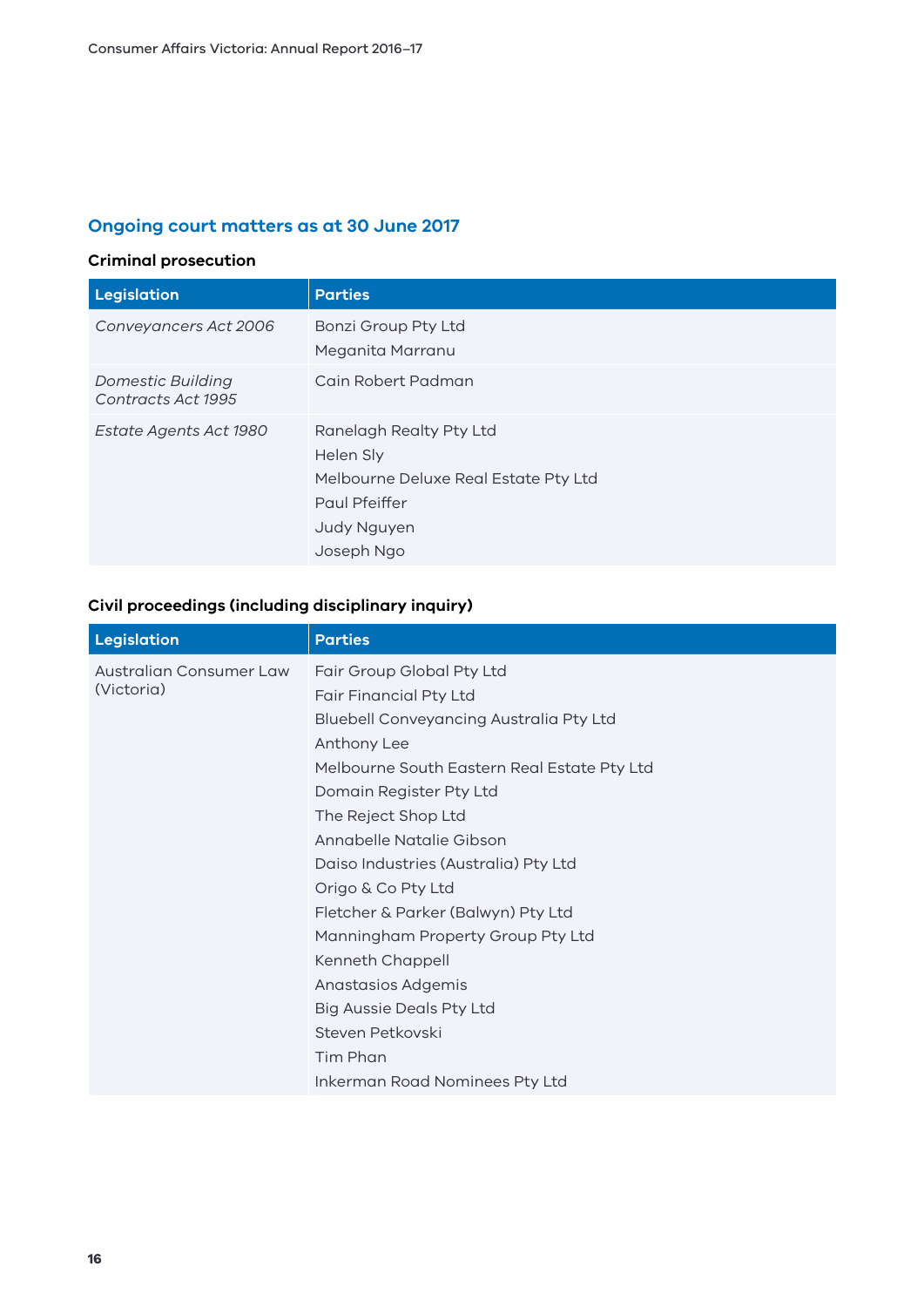## Ongoing court matters as at 30 June 2017

### Criminal prosecution

| Legislation | Parties |
|---|---|
| *Conveyancers Act 2006* | Bonzi Group Pty Ltd<br>Meganita Marranu |
| *Domestic Building Contracts Act 1995* | Cain Robert Padman |
| *Estate Agents Act 1980* | Ranelagh Realty Pty Ltd<br>Helen Sly<br>Melbourne Deluxe Real Estate Pty Ltd<br>Paul Pfeiffer<br>Judy Nguyen<br>Joseph Ngo |

### Civil proceedings (including disciplinary inquiry)

| Legislation | Parties |
|---|---|
| Australian Consumer Law (Victoria) | Fair Group Global Pty Ltd<br>Fair Financial Pty Ltd<br>Bluebell Conveyancing Australia Pty Ltd<br>Anthony Lee<br>Melbourne South Eastern Real Estate Pty Ltd<br>Domain Register Pty Ltd<br>The Reject Shop Ltd<br>Annabelle Natalie Gibson<br>Daiso Industries (Australia) Pty Ltd<br>Origo & Co Pty Ltd<br>Fletcher & Parker (Balwyn) Pty Ltd<br>Manningham Property Group Pty Ltd<br>Kenneth Chappell<br>Anastasios Adgemis<br>Big Aussie Deals Pty Ltd<br>Steven Petkovski<br>Tim Phan<br>Inkerman Road Nominees Pty Ltd |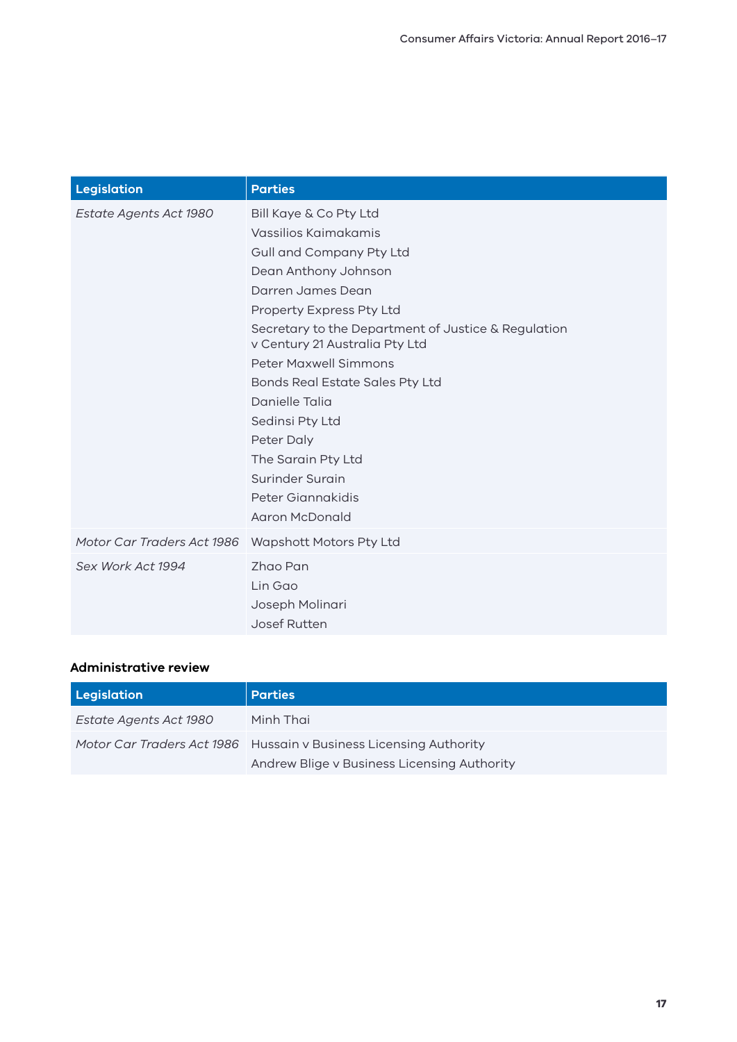| Legislation | Parties |
| --- | --- |
| *Estate Agents Act 1980* | Bill Kaye & Co Pty Ltd |
| | Vassilios Kaimakamis |
| | Gull and Company Pty Ltd |
| | Dean Anthony Johnson |
| | Darren James Dean |
| | Property Express Pty Ltd |
| | Secretary to the Department of Justice & Regulation v Century 21 Australia Pty Ltd |
| | Peter Maxwell Simmons |
| | Bonds Real Estate Sales Pty Ltd |
| | Danielle Talia |
| | Sedinsi Pty Ltd |
| | Peter Daly |
| | The Sarain Pty Ltd |
| | Surinder Surain |
| | Peter Giannakidis |
| | Aaron McDonald |
| *Motor Car Traders Act 1986* | Wapshott Motors Pty Ltd |
| *Sex Work Act 1994* | Zhao Pan |
| | Lin Gao |
| | Joseph Molinari |
| | Josef Rutten |

### Administrative review

| Legislation | Parties |
| --- | --- |
| *Estate Agents Act 1980* | Minh Thai |
| *Motor Car Traders Act 1986* | Hussain v Business Licensing Authority |
| | Andrew Blige v Business Licensing Authority |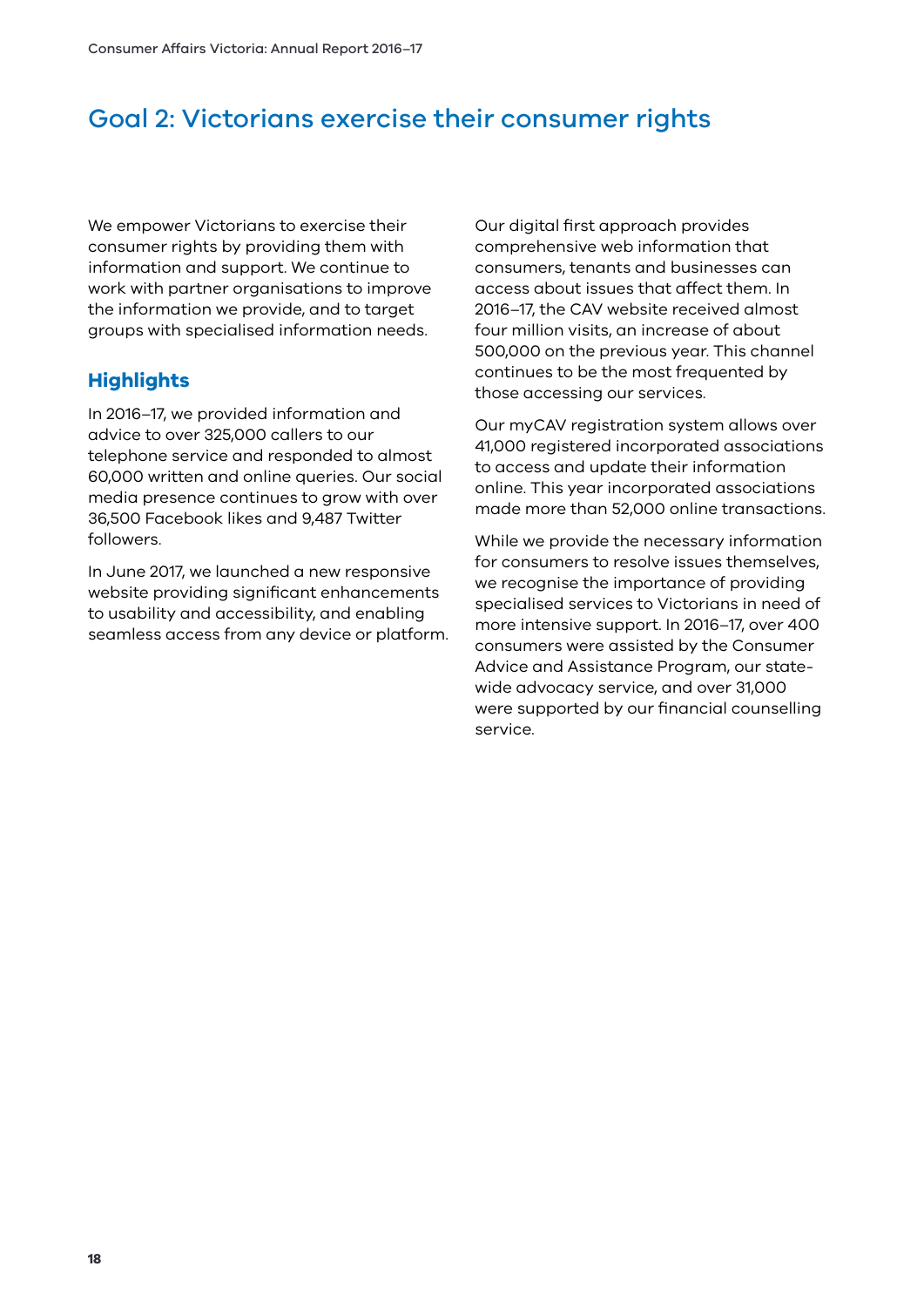# Goal 2: Victorians exercise their consumer rights

We empower Victorians to exercise their consumer rights by providing them with information and support. We continue to work with partner organisations to improve the information we provide, and to target groups with specialised information needs.

## Highlights

In 2016–17, we provided information and advice to over 325,000 callers to our telephone service and responded to almost 60,000 written and online queries. Our social media presence continues to grow with over 36,500 Facebook likes and 9,487 Twitter followers.

In June 2017, we launched a new responsive website providing significant enhancements to usability and accessibility, and enabling seamless access from any device or platform.

Our digital first approach provides comprehensive web information that consumers, tenants and businesses can access about issues that affect them. In 2016–17, the CAV website received almost four million visits, an increase of about 500,000 on the previous year. This channel continues to be the most frequented by those accessing our services.

Our myCAV registration system allows over 41,000 registered incorporated associations to access and update their information online. This year incorporated associations made more than 52,000 online transactions.

While we provide the necessary information for consumers to resolve issues themselves, we recognise the importance of providing specialised services to Victorians in need of more intensive support. In 2016–17, over 400 consumers were assisted by the Consumer Advice and Assistance Program, our state-wide advocacy service, and over 31,000 were supported by our financial counselling service.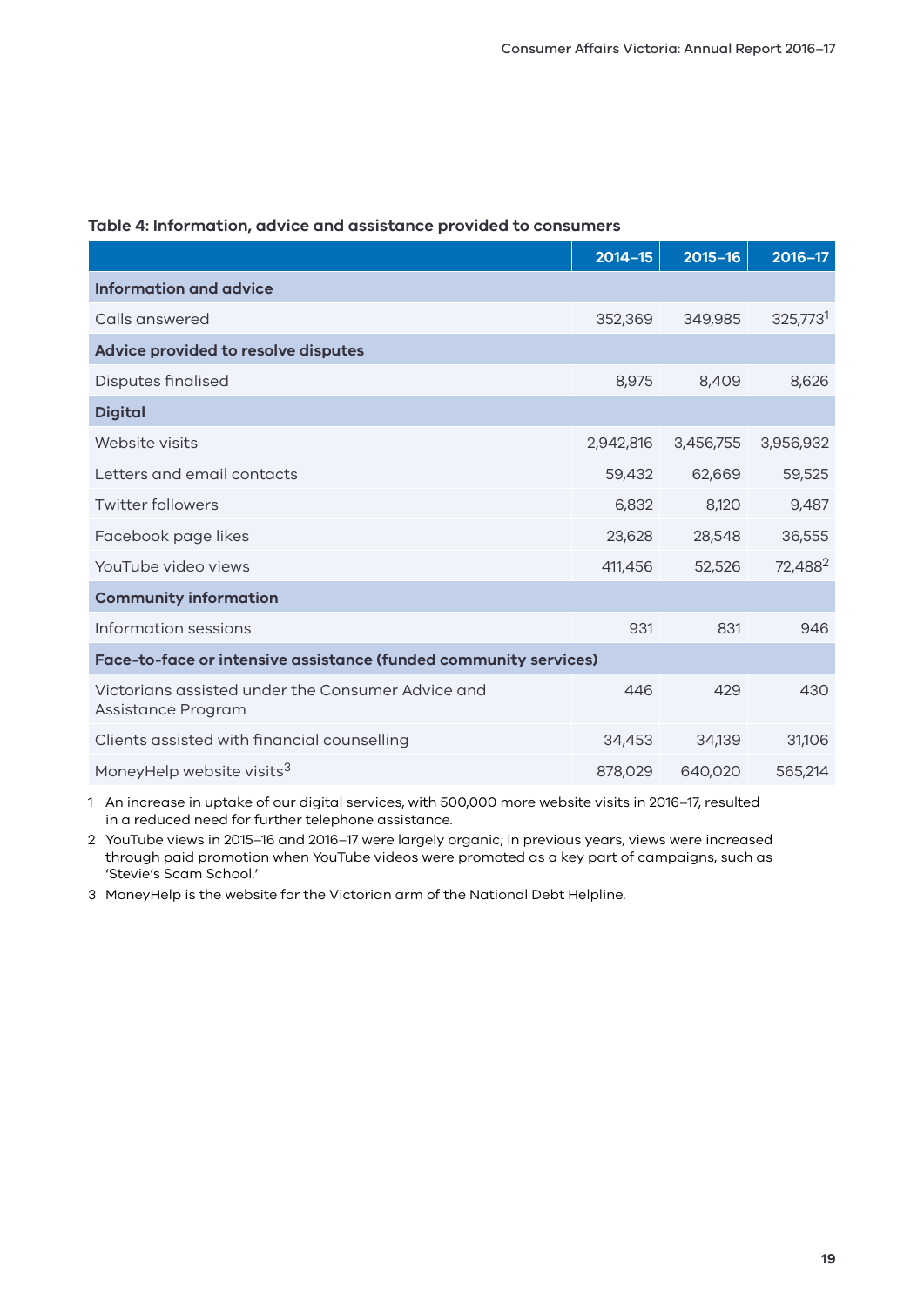**Table 4: Information, advice and assistance provided to consumers**

| | 2014–15 | 2015–16 | 2016–17 |
|---|---|---|---|
| **Information and advice** | | | |
| Calls answered | 352,369 | 349,985 | 325,773[1] |
| **Advice provided to resolve disputes** | | | |
| Disputes finalised | 8,975 | 8,409 | 8,626 |
| **Digital** | | | |
| Website visits | 2,942,816 | 3,456,755 | 3,956,932 |
| Letters and email contacts | 59,432 | 62,669 | 59,525 |
| Twitter followers | 6,832 | 8,120 | 9,487 |
| Facebook page likes | 23,628 | 28,548 | 36,555 |
| YouTube video views | 411,456 | 52,526 | 72,488[2] |
| **Community information** | | | |
| Information sessions | 931 | 831 | 946 |
| **Face-to-face or intensive assistance (funded community services)** | | | |
| Victorians assisted under the Consumer Advice and Assistance Program | 446 | 429 | 430 |
| Clients assisted with financial counselling | 34,453 | 34,139 | 31,106 |
| MoneyHelp website visits[3] | 878,029 | 640,020 | 565,214 |

1 An increase in uptake of our digital services, with 500,000 more website visits in 2016–17, resulted in a reduced need for further telephone assistance.

2 YouTube views in 2015–16 and 2016–17 were largely organic; in previous years, views were increased through paid promotion when YouTube videos were promoted as a key part of campaigns, such as 'Stevie's Scam School.'

3 MoneyHelp is the website for the Victorian arm of the National Debt Helpline.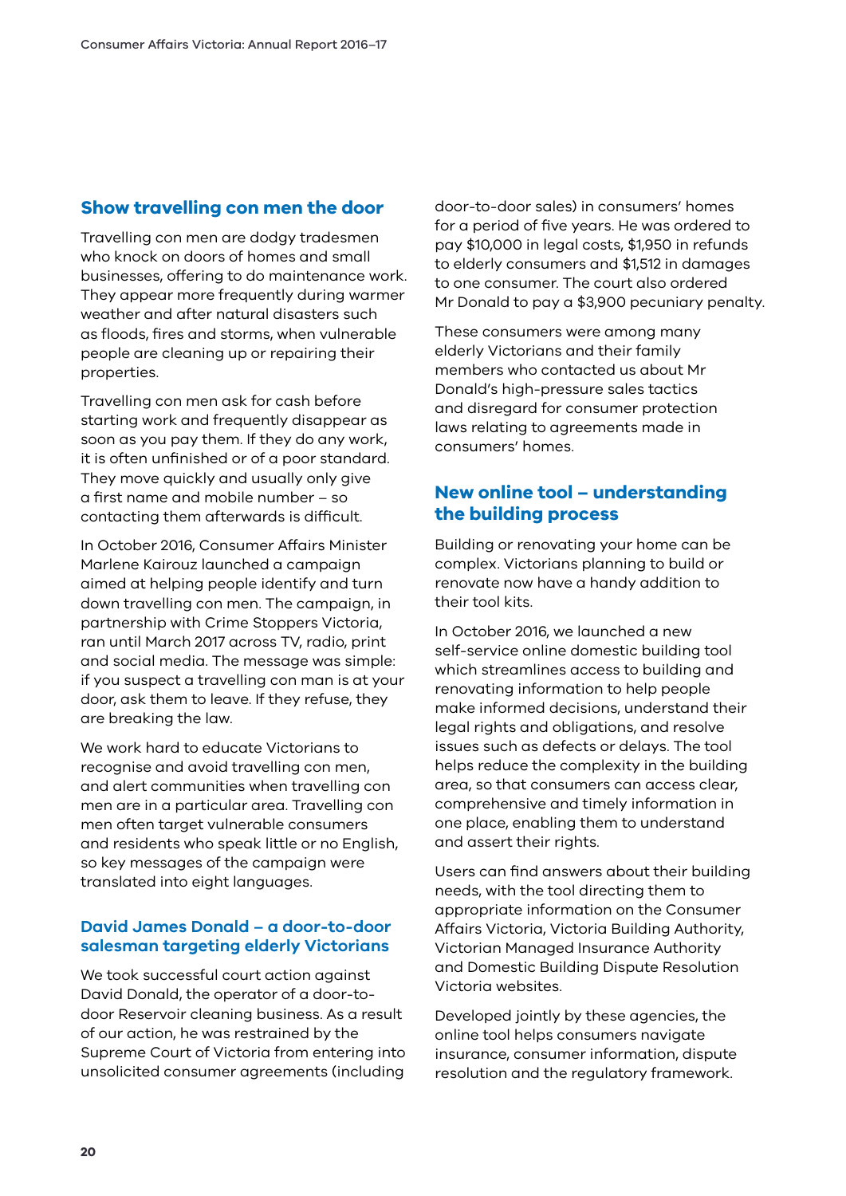## Show travelling con men the door

Travelling con men are dodgy tradesmen who knock on doors of homes and small businesses, offering to do maintenance work. They appear more frequently during warmer weather and after natural disasters such as floods, fires and storms, when vulnerable people are cleaning up or repairing their properties.

Travelling con men ask for cash before starting work and frequently disappear as soon as you pay them. If they do any work, it is often unfinished or of a poor standard. They move quickly and usually only give a first name and mobile number – so contacting them afterwards is difficult.

In October 2016, Consumer Affairs Minister Marlene Kairouz launched a campaign aimed at helping people identify and turn down travelling con men. The campaign, in partnership with Crime Stoppers Victoria, ran until March 2017 across TV, radio, print and social media. The message was simple: if you suspect a travelling con man is at your door, ask them to leave. If they refuse, they are breaking the law.

We work hard to educate Victorians to recognise and avoid travelling con men, and alert communities when travelling con men are in a particular area. Travelling con men often target vulnerable consumers and residents who speak little or no English, so key messages of the campaign were translated into eight languages.

### David James Donald – a door-to-door salesman targeting elderly Victorians

We took successful court action against David Donald, the operator of a door-to-door Reservoir cleaning business. As a result of our action, he was restrained by the Supreme Court of Victoria from entering into unsolicited consumer agreements (including door-to-door sales) in consumers' homes for a period of five years. He was ordered to pay $10,000 in legal costs, $1,950 in refunds to elderly consumers and $1,512 in damages to one consumer. The court also ordered Mr Donald to pay a $3,900 pecuniary penalty.

These consumers were among many elderly Victorians and their family members who contacted us about Mr Donald's high-pressure sales tactics and disregard for consumer protection laws relating to agreements made in consumers' homes.

## New online tool – understanding the building process

Building or renovating your home can be complex. Victorians planning to build or renovate now have a handy addition to their tool kits.

In October 2016, we launched a new self-service online domestic building tool which streamlines access to building and renovating information to help people make informed decisions, understand their legal rights and obligations, and resolve issues such as defects or delays. The tool helps reduce the complexity in the building area, so that consumers can access clear, comprehensive and timely information in one place, enabling them to understand and assert their rights.

Users can find answers about their building needs, with the tool directing them to appropriate information on the Consumer Affairs Victoria, Victoria Building Authority, Victorian Managed Insurance Authority and Domestic Building Dispute Resolution Victoria websites.

Developed jointly by these agencies, the online tool helps consumers navigate insurance, consumer information, dispute resolution and the regulatory framework.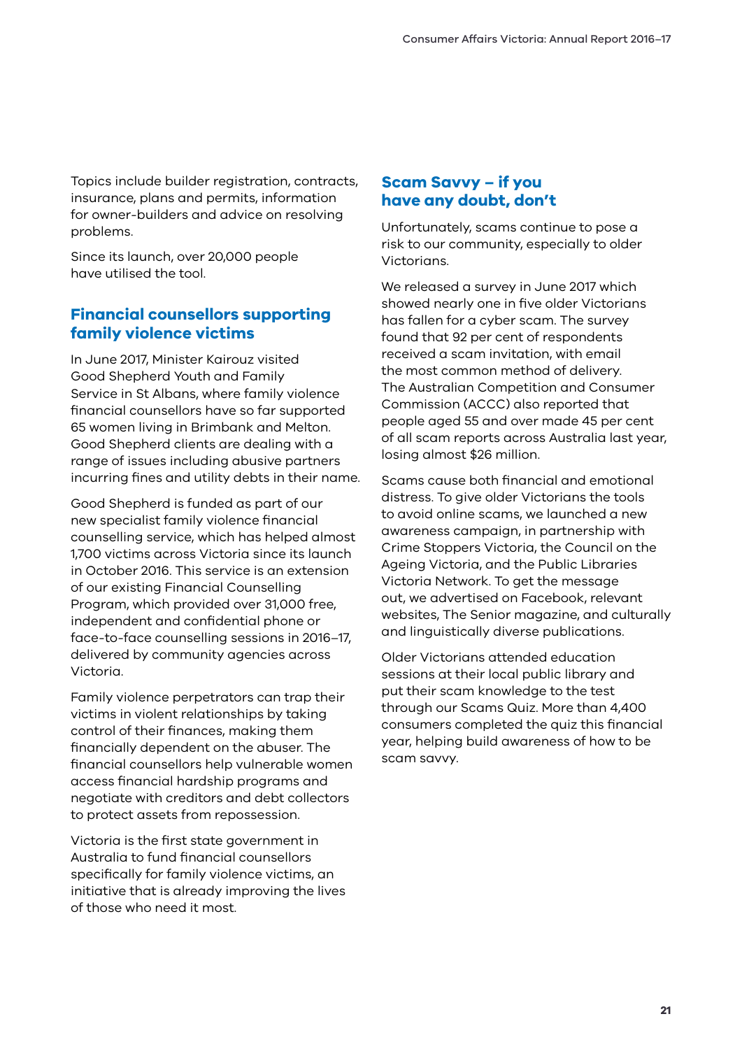Topics include builder registration, contracts, insurance, plans and permits, information for owner-builders and advice on resolving problems.

Since its launch, over 20,000 people have utilised the tool.

## Financial counsellors supporting family violence victims

In June 2017, Minister Kairouz visited Good Shepherd Youth and Family Service in St Albans, where family violence financial counsellors have so far supported 65 women living in Brimbank and Melton. Good Shepherd clients are dealing with a range of issues including abusive partners incurring fines and utility debts in their name.

Good Shepherd is funded as part of our new specialist family violence financial counselling service, which has helped almost 1,700 victims across Victoria since its launch in October 2016. This service is an extension of our existing Financial Counselling Program, which provided over 31,000 free, independent and confidential phone or face-to-face counselling sessions in 2016–17, delivered by community agencies across Victoria.

Family violence perpetrators can trap their victims in violent relationships by taking control of their finances, making them financially dependent on the abuser. The financial counsellors help vulnerable women access financial hardship programs and negotiate with creditors and debt collectors to protect assets from repossession.

Victoria is the first state government in Australia to fund financial counsellors specifically for family violence victims, an initiative that is already improving the lives of those who need it most.

## Scam Savvy – if you have any doubt, don't

Unfortunately, scams continue to pose a risk to our community, especially to older Victorians.

We released a survey in June 2017 which showed nearly one in five older Victorians has fallen for a cyber scam. The survey found that 92 per cent of respondents received a scam invitation, with email the most common method of delivery. The Australian Competition and Consumer Commission (ACCC) also reported that people aged 55 and over made 45 per cent of all scam reports across Australia last year, losing almost $26 million.

Scams cause both financial and emotional distress. To give older Victorians the tools to avoid online scams, we launched a new awareness campaign, in partnership with Crime Stoppers Victoria, the Council on the Ageing Victoria, and the Public Libraries Victoria Network. To get the message out, we advertised on Facebook, relevant websites, The Senior magazine, and culturally and linguistically diverse publications.

Older Victorians attended education sessions at their local public library and put their scam knowledge to the test through our Scams Quiz. More than 4,400 consumers completed the quiz this financial year, helping build awareness of how to be scam savvy.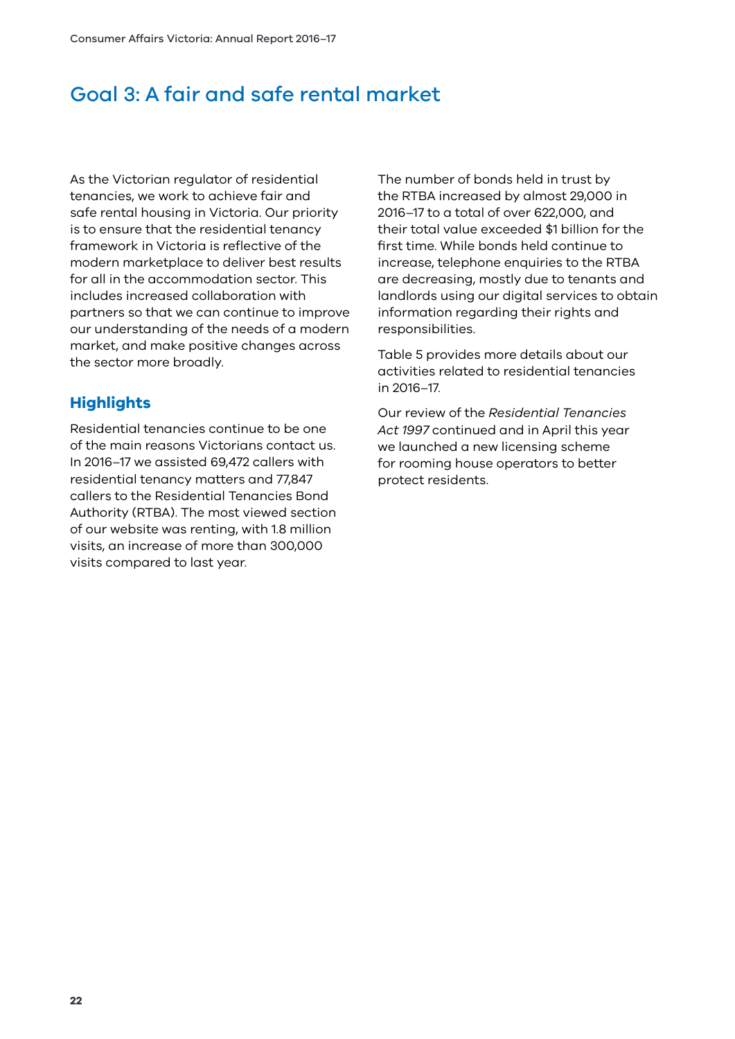# Goal 3: A fair and safe rental market

As the Victorian regulator of residential tenancies, we work to achieve fair and safe rental housing in Victoria. Our priority is to ensure that the residential tenancy framework in Victoria is reflective of the modern marketplace to deliver best results for all in the accommodation sector. This includes increased collaboration with partners so that we can continue to improve our understanding of the needs of a modern market, and make positive changes across the sector more broadly.

## Highlights

Residential tenancies continue to be one of the main reasons Victorians contact us. In 2016–17 we assisted 69,472 callers with residential tenancy matters and 77,847 callers to the Residential Tenancies Bond Authority (RTBA). The most viewed section of our website was renting, with 1.8 million visits, an increase of more than 300,000 visits compared to last year.

The number of bonds held in trust by the RTBA increased by almost 29,000 in 2016–17 to a total of over 622,000, and their total value exceeded $1 billion for the first time. While bonds held continue to increase, telephone enquiries to the RTBA are decreasing, mostly due to tenants and landlords using our digital services to obtain information regarding their rights and responsibilities.

Table 5 provides more details about our activities related to residential tenancies in 2016–17.

Our review of the *Residential Tenancies Act 1997* continued and in April this year we launched a new licensing scheme for rooming house operators to better protect residents.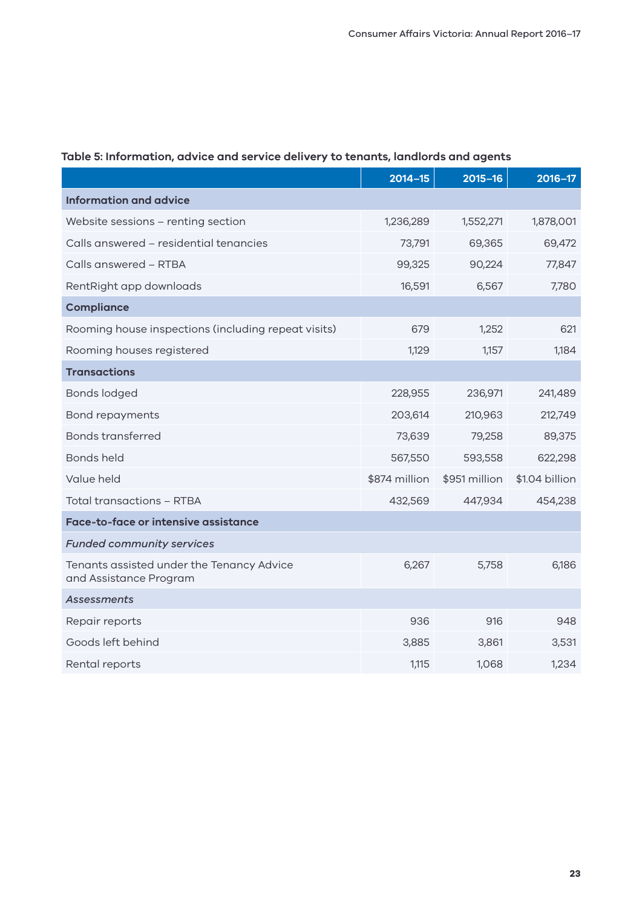**Table 5: Information, advice and service delivery to tenants, landlords and agents**

| | 2014–15 | 2015–16 | 2016–17 |
|---|---|---|---|
| **Information and advice** | | | |
| Website sessions – renting section | 1,236,289 | 1,552,271 | 1,878,001 |
| Calls answered – residential tenancies | 73,791 | 69,365 | 69,472 |
| Calls answered – RTBA | 99,325 | 90,224 | 77,847 |
| RentRight app downloads | 16,591 | 6,567 | 7,780 |
| **Compliance** | | | |
| Rooming house inspections (including repeat visits) | 679 | 1,252 | 621 |
| Rooming houses registered | 1,129 | 1,157 | 1,184 |
| **Transactions** | | | |
| Bonds lodged | 228,955 | 236,971 | 241,489 |
| Bond repayments | 203,614 | 210,963 | 212,749 |
| Bonds transferred | 73,639 | 79,258 | 89,375 |
| Bonds held | 567,550 | 593,558 | 622,298 |
| Value held | $874 million | $951 million | $1.04 billion |
| Total transactions – RTBA | 432,569 | 447,934 | 454,238 |
| **Face-to-face or intensive assistance** | | | |
| *Funded community services* | | | |
| Tenants assisted under the Tenancy Advice and Assistance Program | 6,267 | 5,758 | 6,186 |
| *Assessments* | | | |
| Repair reports | 936 | 916 | 948 |
| Goods left behind | 3,885 | 3,861 | 3,531 |
| Rental reports | 1,115 | 1,068 | 1,234 |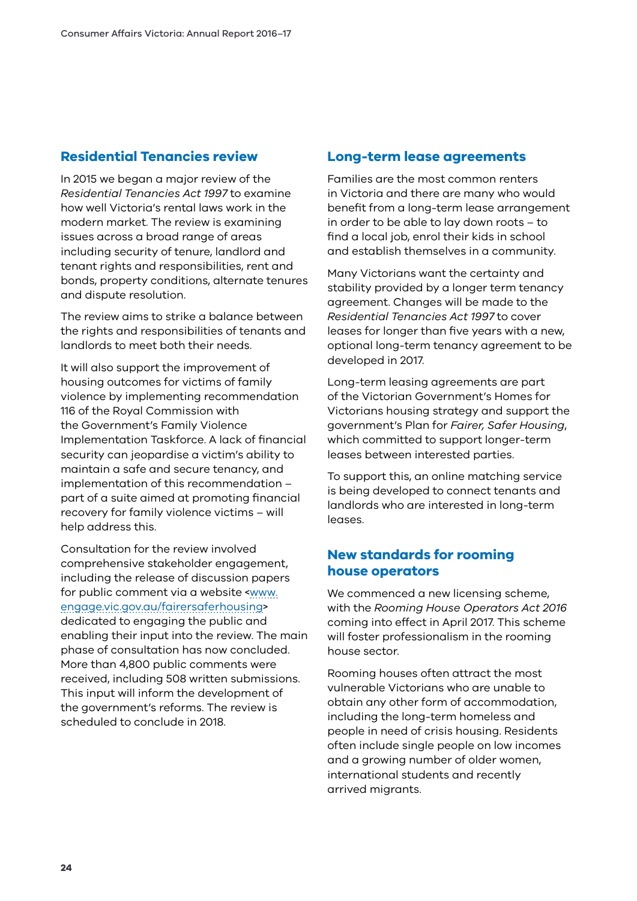## Residential Tenancies review

In 2015 we began a major review of the *Residential Tenancies Act 1997* to examine how well Victoria's rental laws work in the modern market. The review is examining issues across a broad range of areas including security of tenure, landlord and tenant rights and responsibilities, rent and bonds, property conditions, alternate tenures and dispute resolution.

The review aims to strike a balance between the rights and responsibilities of tenants and landlords to meet both their needs.

It will also support the improvement of housing outcomes for victims of family violence by implementing recommendation 116 of the Royal Commission with the Government's Family Violence Implementation Taskforce. A lack of financial security can jeopardise a victim's ability to maintain a safe and secure tenancy, and implementation of this recommendation – part of a suite aimed at promoting financial recovery for family violence victims – will help address this.

Consultation for the review involved comprehensive stakeholder engagement, including the release of discussion papers for public comment via a website <www.engage.vic.gov.au/fairersaferhousing> dedicated to engaging the public and enabling their input into the review. The main phase of consultation has now concluded. More than 4,800 public comments were received, including 508 written submissions. This input will inform the development of the government's reforms. The review is scheduled to conclude in 2018.

## Long-term lease agreements

Families are the most common renters in Victoria and there are many who would benefit from a long-term lease arrangement in order to be able to lay down roots – to find a local job, enrol their kids in school and establish themselves in a community.

Many Victorians want the certainty and stability provided by a longer term tenancy agreement. Changes will be made to the *Residential Tenancies Act 1997* to cover leases for longer than five years with a new, optional long-term tenancy agreement to be developed in 2017.

Long-term leasing agreements are part of the Victorian Government's Homes for Victorians housing strategy and support the government's Plan for *Fairer, Safer Housing*, which committed to support longer-term leases between interested parties.

To support this, an online matching service is being developed to connect tenants and landlords who are interested in long-term leases.

## New standards for rooming house operators

We commenced a new licensing scheme, with the *Rooming House Operators Act 2016* coming into effect in April 2017. This scheme will foster professionalism in the rooming house sector.

Rooming houses often attract the most vulnerable Victorians who are unable to obtain any other form of accommodation, including the long-term homeless and people in need of crisis housing. Residents often include single people on low incomes and a growing number of older women, international students and recently arrived migrants.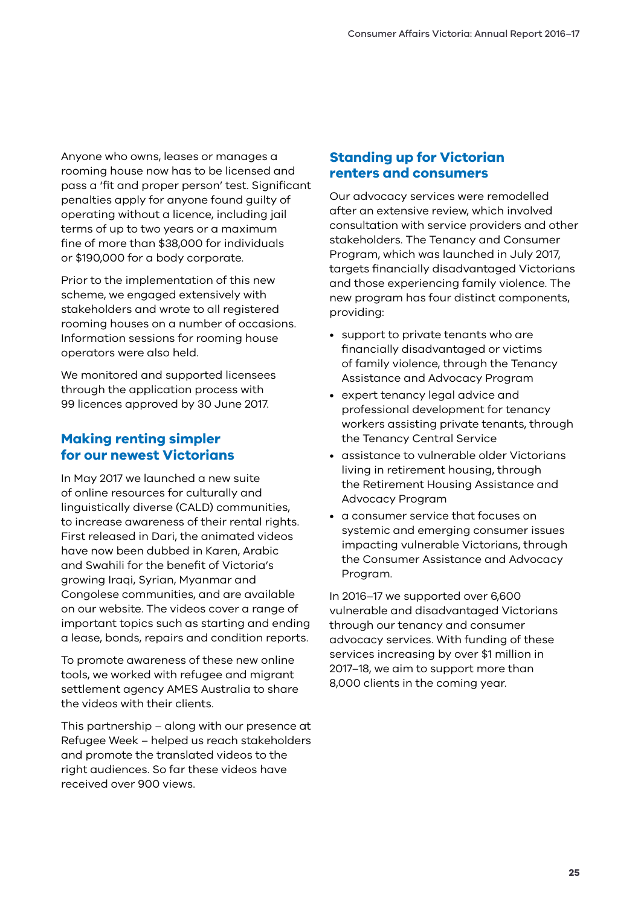Anyone who owns, leases or manages a rooming house now has to be licensed and pass a 'fit and proper person' test. Significant penalties apply for anyone found guilty of operating without a licence, including jail terms of up to two years or a maximum fine of more than $38,000 for individuals or $190,000 for a body corporate.

Prior to the implementation of this new scheme, we engaged extensively with stakeholders and wrote to all registered rooming houses on a number of occasions. Information sessions for rooming house operators were also held.

We monitored and supported licensees through the application process with 99 licences approved by 30 June 2017.

## Making renting simpler for our newest Victorians

In May 2017 we launched a new suite of online resources for culturally and linguistically diverse (CALD) communities, to increase awareness of their rental rights. First released in Dari, the animated videos have now been dubbed in Karen, Arabic and Swahili for the benefit of Victoria's growing Iraqi, Syrian, Myanmar and Congolese communities, and are available on our website. The videos cover a range of important topics such as starting and ending a lease, bonds, repairs and condition reports.

To promote awareness of these new online tools, we worked with refugee and migrant settlement agency AMES Australia to share the videos with their clients.

This partnership – along with our presence at Refugee Week – helped us reach stakeholders and promote the translated videos to the right audiences. So far these videos have received over 900 views.

## Standing up for Victorian renters and consumers

Our advocacy services were remodelled after an extensive review, which involved consultation with service providers and other stakeholders. The Tenancy and Consumer Program, which was launched in July 2017, targets financially disadvantaged Victorians and those experiencing family violence. The new program has four distinct components, providing:

- support to private tenants who are financially disadvantaged or victims of family violence, through the Tenancy Assistance and Advocacy Program
- expert tenancy legal advice and professional development for tenancy workers assisting private tenants, through the Tenancy Central Service
- assistance to vulnerable older Victorians living in retirement housing, through the Retirement Housing Assistance and Advocacy Program
- a consumer service that focuses on systemic and emerging consumer issues impacting vulnerable Victorians, through the Consumer Assistance and Advocacy Program.

In 2016–17 we supported over 6,600 vulnerable and disadvantaged Victorians through our tenancy and consumer advocacy services. With funding of these services increasing by over $1 million in 2017–18, we aim to support more than 8,000 clients in the coming year.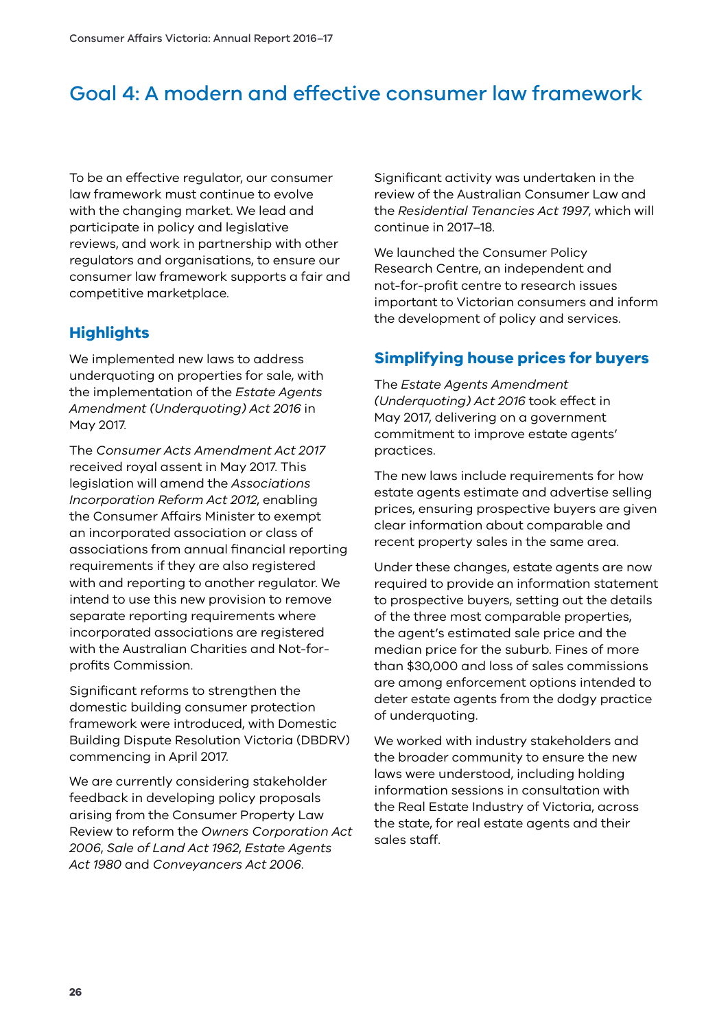# Goal 4: A modern and effective consumer law framework

To be an effective regulator, our consumer law framework must continue to evolve with the changing market. We lead and participate in policy and legislative reviews, and work in partnership with other regulators and organisations, to ensure our consumer law framework supports a fair and competitive marketplace.

## Highlights

We implemented new laws to address underquoting on properties for sale, with the implementation of the *Estate Agents Amendment (Underquoting) Act 2016* in May 2017.

The *Consumer Acts Amendment Act 2017* received royal assent in May 2017. This legislation will amend the *Associations Incorporation Reform Act 2012*, enabling the Consumer Affairs Minister to exempt an incorporated association or class of associations from annual financial reporting requirements if they are also registered with and reporting to another regulator. We intend to use this new provision to remove separate reporting requirements where incorporated associations are registered with the Australian Charities and Not-for-profits Commission.

Significant reforms to strengthen the domestic building consumer protection framework were introduced, with Domestic Building Dispute Resolution Victoria (DBDRV) commencing in April 2017.

We are currently considering stakeholder feedback in developing policy proposals arising from the Consumer Property Law Review to reform the *Owners Corporation Act 2006*, *Sale of Land Act 1962*, *Estate Agents Act 1980* and *Conveyancers Act 2006*.

Significant activity was undertaken in the review of the Australian Consumer Law and the *Residential Tenancies Act 1997*, which will continue in 2017–18.

We launched the Consumer Policy Research Centre, an independent and not-for-profit centre to research issues important to Victorian consumers and inform the development of policy and services.

## Simplifying house prices for buyers

The *Estate Agents Amendment (Underquoting) Act 2016* took effect in May 2017, delivering on a government commitment to improve estate agents' practices.

The new laws include requirements for how estate agents estimate and advertise selling prices, ensuring prospective buyers are given clear information about comparable and recent property sales in the same area.

Under these changes, estate agents are now required to provide an information statement to prospective buyers, setting out the details of the three most comparable properties, the agent's estimated sale price and the median price for the suburb. Fines of more than $30,000 and loss of sales commissions are among enforcement options intended to deter estate agents from the dodgy practice of underquoting.

We worked with industry stakeholders and the broader community to ensure the new laws were understood, including holding information sessions in consultation with the Real Estate Industry of Victoria, across the state, for real estate agents and their sales staff.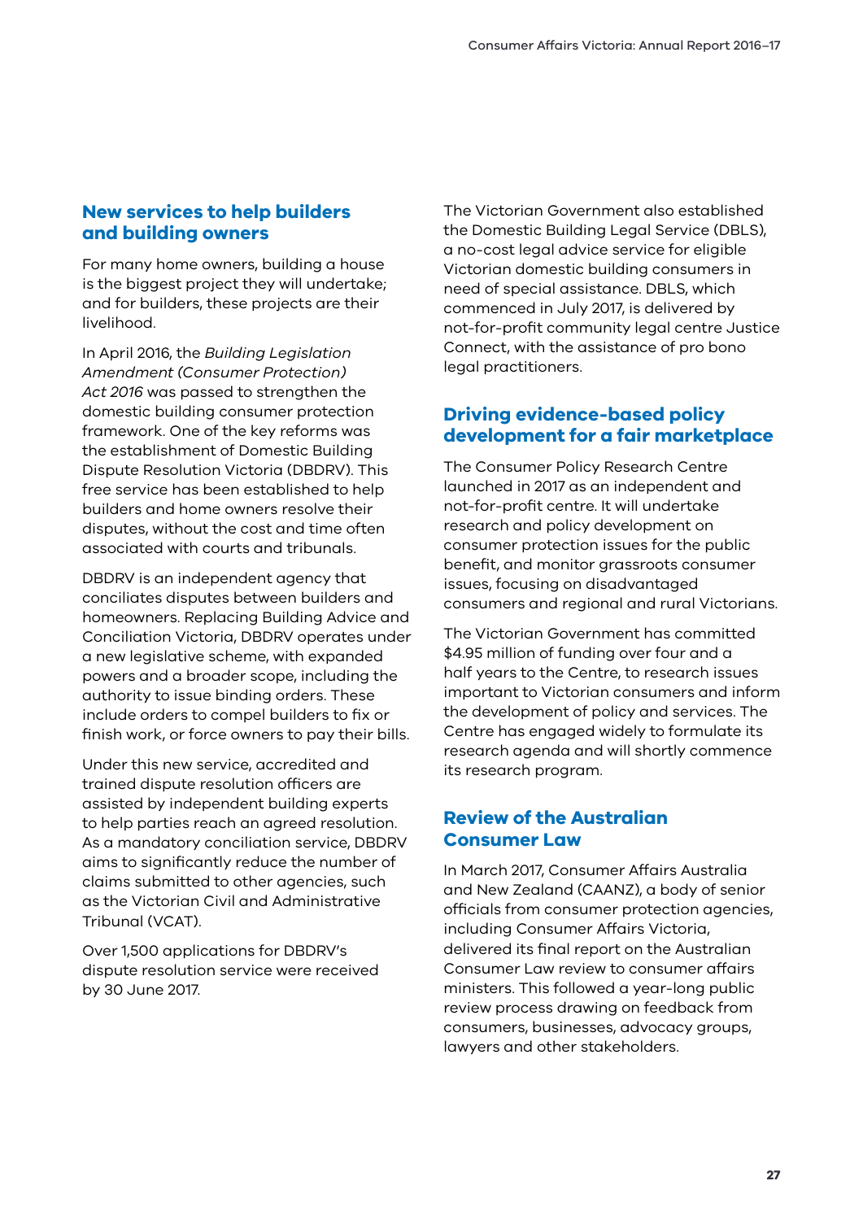## New services to help builders and building owners

For many home owners, building a house is the biggest project they will undertake; and for builders, these projects are their livelihood.

In April 2016, the *Building Legislation Amendment (Consumer Protection) Act 2016* was passed to strengthen the domestic building consumer protection framework. One of the key reforms was the establishment of Domestic Building Dispute Resolution Victoria (DBDRV). This free service has been established to help builders and home owners resolve their disputes, without the cost and time often associated with courts and tribunals.

DBDRV is an independent agency that conciliates disputes between builders and homeowners. Replacing Building Advice and Conciliation Victoria, DBDRV operates under a new legislative scheme, with expanded powers and a broader scope, including the authority to issue binding orders. These include orders to compel builders to fix or finish work, or force owners to pay their bills.

Under this new service, accredited and trained dispute resolution officers are assisted by independent building experts to help parties reach an agreed resolution. As a mandatory conciliation service, DBDRV aims to significantly reduce the number of claims submitted to other agencies, such as the Victorian Civil and Administrative Tribunal (VCAT).

Over 1,500 applications for DBDRV's dispute resolution service were received by 30 June 2017.

The Victorian Government also established the Domestic Building Legal Service (DBLS), a no-cost legal advice service for eligible Victorian domestic building consumers in need of special assistance. DBLS, which commenced in July 2017, is delivered by not-for-profit community legal centre Justice Connect, with the assistance of pro bono legal practitioners.

## Driving evidence-based policy development for a fair marketplace

The Consumer Policy Research Centre launched in 2017 as an independent and not-for-profit centre. It will undertake research and policy development on consumer protection issues for the public benefit, and monitor grassroots consumer issues, focusing on disadvantaged consumers and regional and rural Victorians.

The Victorian Government has committed $4.95 million of funding over four and a half years to the Centre, to research issues important to Victorian consumers and inform the development of policy and services. The Centre has engaged widely to formulate its research agenda and will shortly commence its research program.

## Review of the Australian Consumer Law

In March 2017, Consumer Affairs Australia and New Zealand (CAANZ), a body of senior officials from consumer protection agencies, including Consumer Affairs Victoria, delivered its final report on the Australian Consumer Law review to consumer affairs ministers. This followed a year-long public review process drawing on feedback from consumers, businesses, advocacy groups, lawyers and other stakeholders.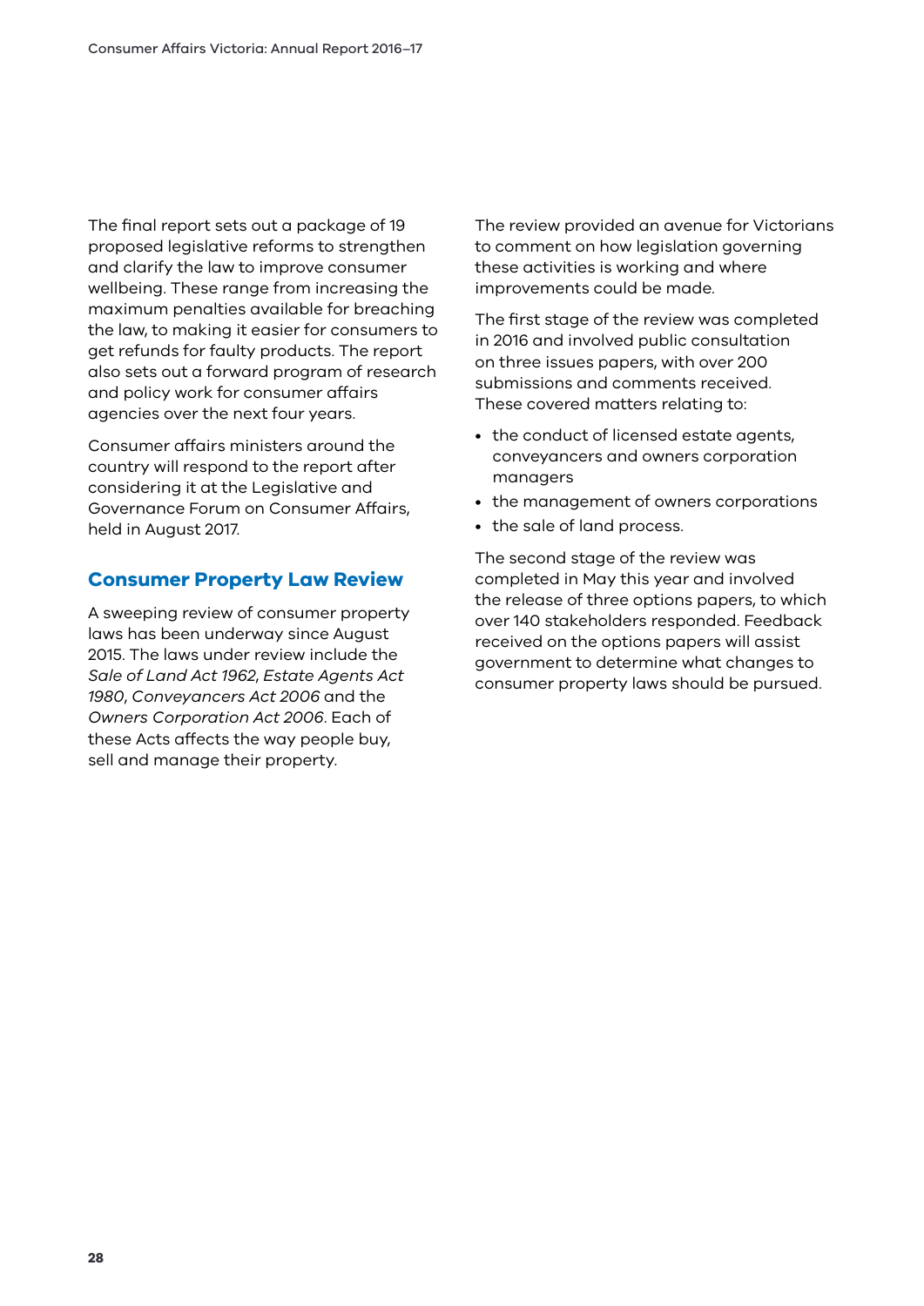The final report sets out a package of 19 proposed legislative reforms to strengthen and clarify the law to improve consumer wellbeing. These range from increasing the maximum penalties available for breaching the law, to making it easier for consumers to get refunds for faulty products. The report also sets out a forward program of research and policy work for consumer affairs agencies over the next four years.

Consumer affairs ministers around the country will respond to the report after considering it at the Legislative and Governance Forum on Consumer Affairs, held in August 2017.

## Consumer Property Law Review

A sweeping review of consumer property laws has been underway since August 2015. The laws under review include the *Sale of Land Act 1962*, *Estate Agents Act 1980*, *Conveyancers Act 2006* and the *Owners Corporation Act 2006*. Each of these Acts affects the way people buy, sell and manage their property.

The review provided an avenue for Victorians to comment on how legislation governing these activities is working and where improvements could be made.

The first stage of the review was completed in 2016 and involved public consultation on three issues papers, with over 200 submissions and comments received. These covered matters relating to:

- the conduct of licensed estate agents, conveyancers and owners corporation managers
- the management of owners corporations
- the sale of land process.

The second stage of the review was completed in May this year and involved the release of three options papers, to which over 140 stakeholders responded. Feedback received on the options papers will assist government to determine what changes to consumer property laws should be pursued.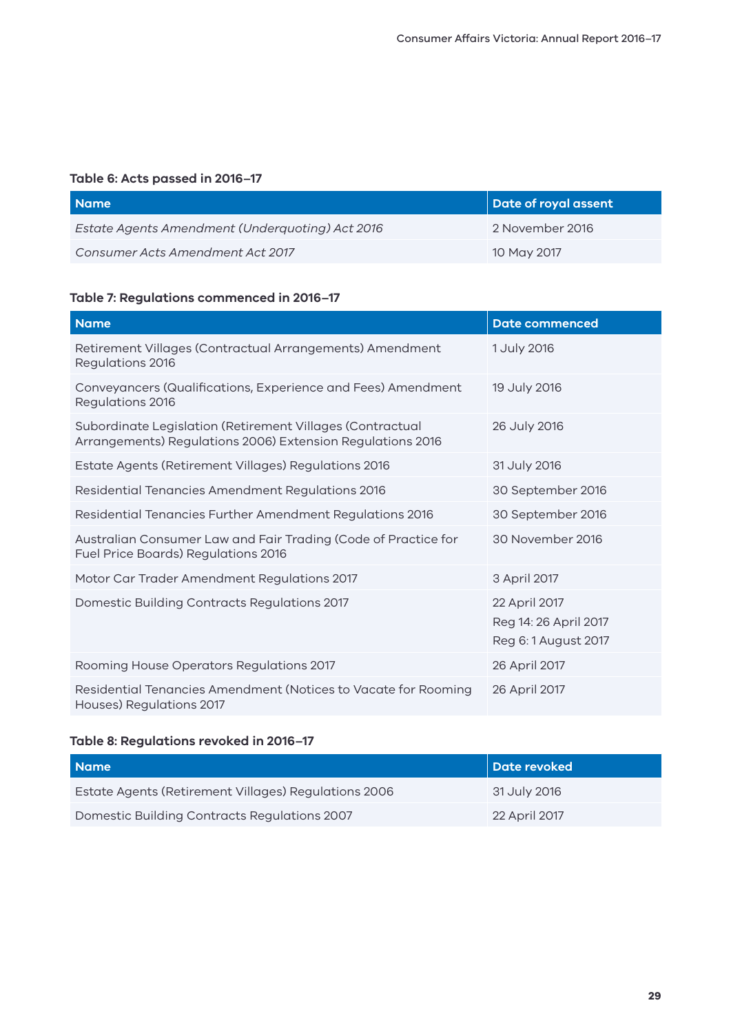**Table 6: Acts passed in 2016–17**

| Name | Date of royal assent |
|---|---|
| *Estate Agents Amendment (Underquoting) Act 2016* | 2 November 2016 |
| *Consumer Acts Amendment Act 2017* | 10 May 2017 |

**Table 7: Regulations commenced in 2016–17**

| Name | Date commenced |
|---|---|
| Retirement Villages (Contractual Arrangements) Amendment Regulations 2016 | 1 July 2016 |
| Conveyancers (Qualifications, Experience and Fees) Amendment Regulations 2016 | 19 July 2016 |
| Subordinate Legislation (Retirement Villages (Contractual Arrangements) Regulations 2006) Extension Regulations 2016 | 26 July 2016 |
| Estate Agents (Retirement Villages) Regulations 2016 | 31 July 2016 |
| Residential Tenancies Amendment Regulations 2016 | 30 September 2016 |
| Residential Tenancies Further Amendment Regulations 2016 | 30 September 2016 |
| Australian Consumer Law and Fair Trading (Code of Practice for Fuel Price Boards) Regulations 2016 | 30 November 2016 |
| Motor Car Trader Amendment Regulations 2017 | 3 April 2017 |
| Domestic Building Contracts Regulations 2017 | 22 April 2017<br>Reg 14: 26 April 2017<br>Reg 6: 1 August 2017 |
| Rooming House Operators Regulations 2017 | 26 April 2017 |
| Residential Tenancies Amendment (Notices to Vacate for Rooming Houses) Regulations 2017 | 26 April 2017 |

**Table 8: Regulations revoked in 2016–17**

| Name | Date revoked |
|---|---|
| Estate Agents (Retirement Villages) Regulations 2006 | 31 July 2016 |
| Domestic Building Contracts Regulations 2007 | 22 April 2017 |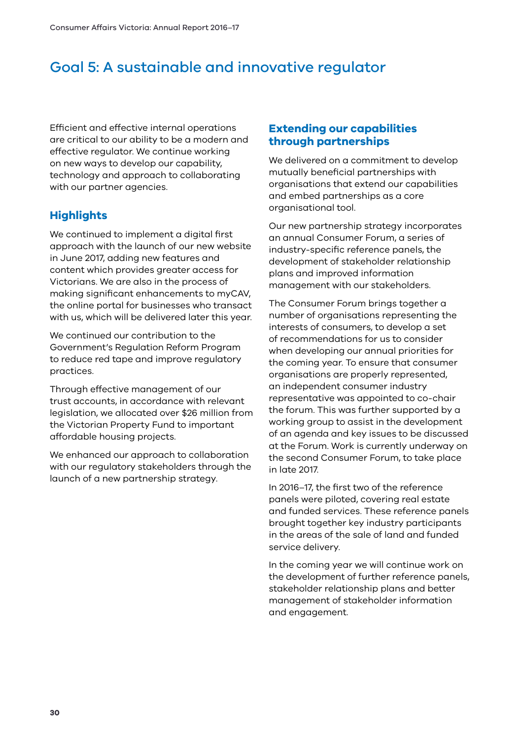# Goal 5: A sustainable and innovative regulator

Efficient and effective internal operations are critical to our ability to be a modern and effective regulator. We continue working on new ways to develop our capability, technology and approach to collaborating with our partner agencies.

## Highlights

We continued to implement a digital first approach with the launch of our new website in June 2017, adding new features and content which provides greater access for Victorians. We are also in the process of making significant enhancements to myCAV, the online portal for businesses who transact with us, which will be delivered later this year.

We continued our contribution to the Government's Regulation Reform Program to reduce red tape and improve regulatory practices.

Through effective management of our trust accounts, in accordance with relevant legislation, we allocated over $26 million from the Victorian Property Fund to important affordable housing projects.

We enhanced our approach to collaboration with our regulatory stakeholders through the launch of a new partnership strategy.

## Extending our capabilities through partnerships

We delivered on a commitment to develop mutually beneficial partnerships with organisations that extend our capabilities and embed partnerships as a core organisational tool.

Our new partnership strategy incorporates an annual Consumer Forum, a series of industry-specific reference panels, the development of stakeholder relationship plans and improved information management with our stakeholders.

The Consumer Forum brings together a number of organisations representing the interests of consumers, to develop a set of recommendations for us to consider when developing our annual priorities for the coming year. To ensure that consumer organisations are properly represented, an independent consumer industry representative was appointed to co-chair the forum. This was further supported by a working group to assist in the development of an agenda and key issues to be discussed at the Forum. Work is currently underway on the second Consumer Forum, to take place in late 2017.

In 2016–17, the first two of the reference panels were piloted, covering real estate and funded services. These reference panels brought together key industry participants in the areas of the sale of land and funded service delivery.

In the coming year we will continue work on the development of further reference panels, stakeholder relationship plans and better management of stakeholder information and engagement.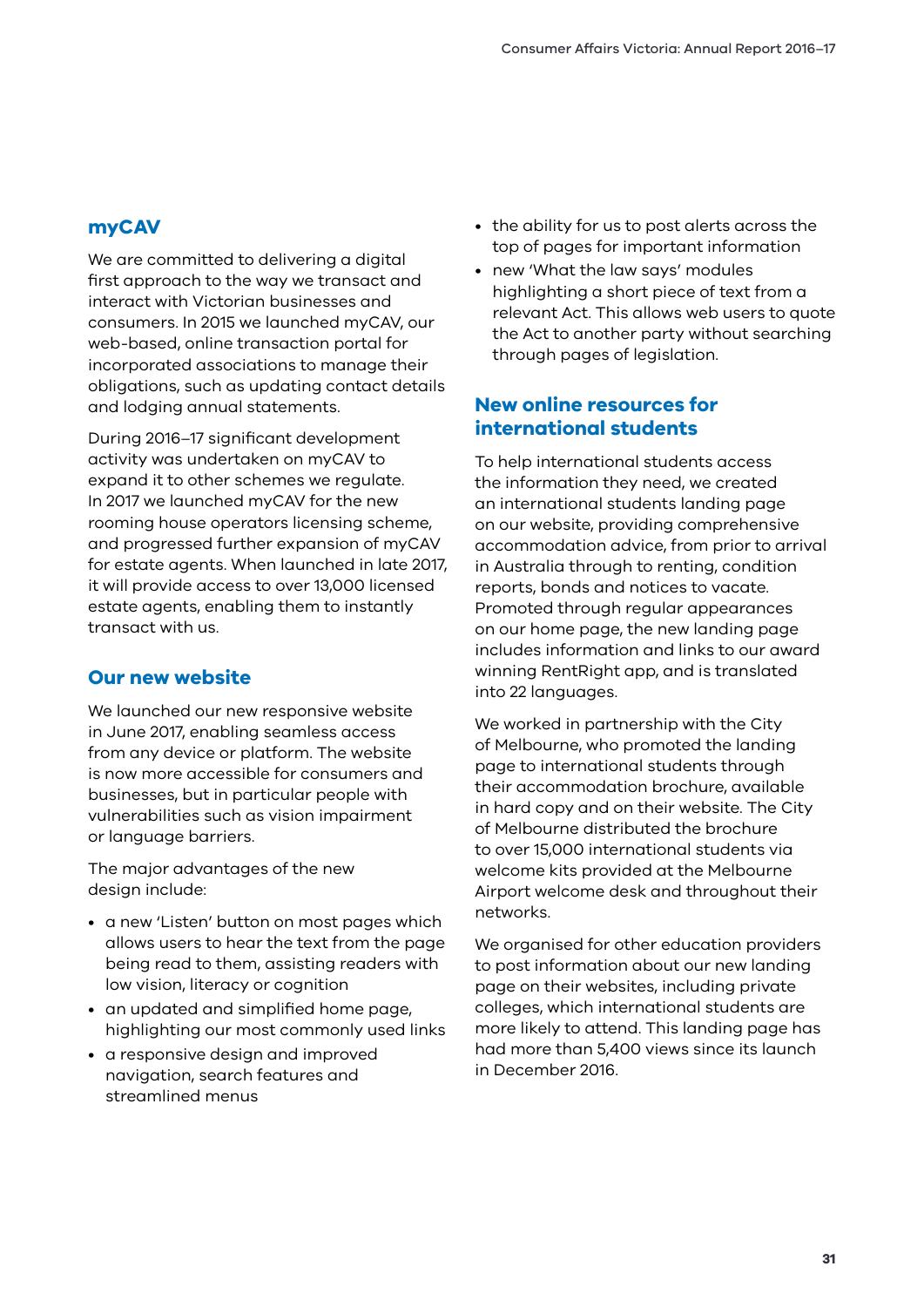## myCAV

We are committed to delivering a digital first approach to the way we transact and interact with Victorian businesses and consumers. In 2015 we launched myCAV, our web-based, online transaction portal for incorporated associations to manage their obligations, such as updating contact details and lodging annual statements.

During 2016–17 significant development activity was undertaken on myCAV to expand it to other schemes we regulate. In 2017 we launched myCAV for the new rooming house operators licensing scheme, and progressed further expansion of myCAV for estate agents. When launched in late 2017, it will provide access to over 13,000 licensed estate agents, enabling them to instantly transact with us.

## Our new website

We launched our new responsive website in June 2017, enabling seamless access from any device or platform. The website is now more accessible for consumers and businesses, but in particular people with vulnerabilities such as vision impairment or language barriers.

The major advantages of the new design include:

- a new 'Listen' button on most pages which allows users to hear the text from the page being read to them, assisting readers with low vision, literacy or cognition
- an updated and simplified home page, highlighting our most commonly used links
- a responsive design and improved navigation, search features and streamlined menus
- the ability for us to post alerts across the top of pages for important information
- new 'What the law says' modules highlighting a short piece of text from a relevant Act. This allows web users to quote the Act to another party without searching through pages of legislation.

## New online resources for international students

To help international students access the information they need, we created an international students landing page on our website, providing comprehensive accommodation advice, from prior to arrival in Australia through to renting, condition reports, bonds and notices to vacate. Promoted through regular appearances on our home page, the new landing page includes information and links to our award winning RentRight app, and is translated into 22 languages.

We worked in partnership with the City of Melbourne, who promoted the landing page to international students through their accommodation brochure, available in hard copy and on their website. The City of Melbourne distributed the brochure to over 15,000 international students via welcome kits provided at the Melbourne Airport welcome desk and throughout their networks.

We organised for other education providers to post information about our new landing page on their websites, including private colleges, which international students are more likely to attend. This landing page has had more than 5,400 views since its launch in December 2016.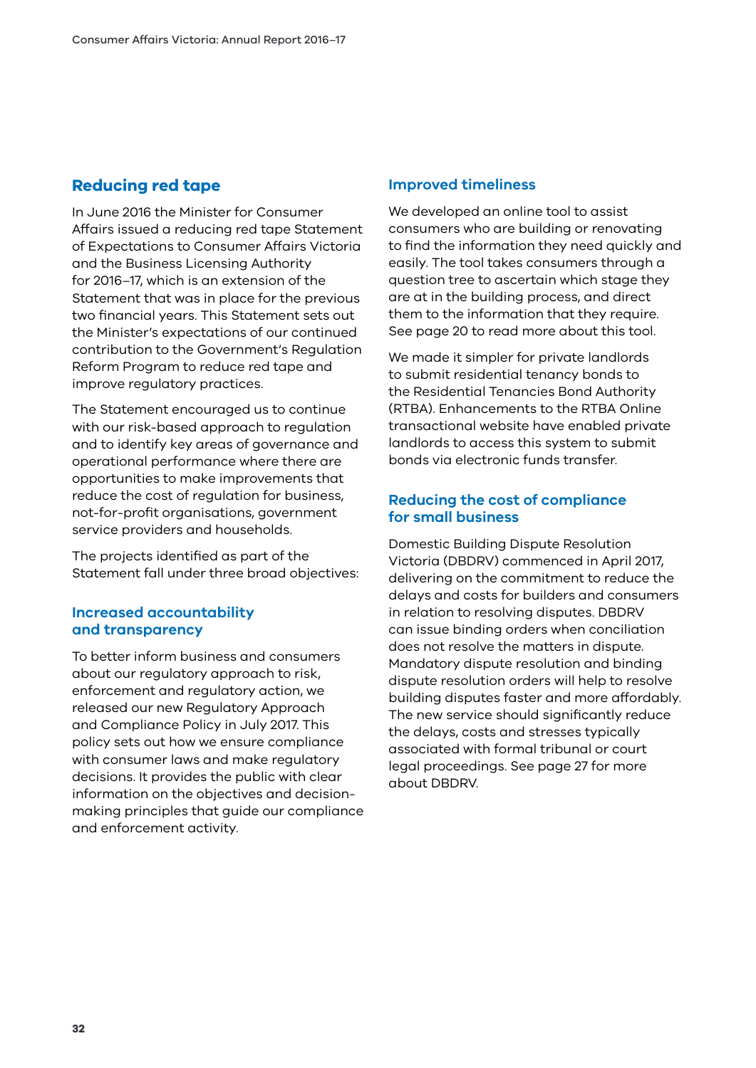## Reducing red tape

In June 2016 the Minister for Consumer Affairs issued a reducing red tape Statement of Expectations to Consumer Affairs Victoria and the Business Licensing Authority for 2016–17, which is an extension of the Statement that was in place for the previous two financial years. This Statement sets out the Minister's expectations of our continued contribution to the Government's Regulation Reform Program to reduce red tape and improve regulatory practices.

The Statement encouraged us to continue with our risk-based approach to regulation and to identify key areas of governance and operational performance where there are opportunities to make improvements that reduce the cost of regulation for business, not-for-profit organisations, government service providers and households.

The projects identified as part of the Statement fall under three broad objectives:

### Increased accountability and transparency

To better inform business and consumers about our regulatory approach to risk, enforcement and regulatory action, we released our new Regulatory Approach and Compliance Policy in July 2017. This policy sets out how we ensure compliance with consumer laws and make regulatory decisions. It provides the public with clear information on the objectives and decision-making principles that guide our compliance and enforcement activity.

### Improved timeliness

We developed an online tool to assist consumers who are building or renovating to find the information they need quickly and easily. The tool takes consumers through a question tree to ascertain which stage they are at in the building process, and direct them to the information that they require. See page 20 to read more about this tool.

We made it simpler for private landlords to submit residential tenancy bonds to the Residential Tenancies Bond Authority (RTBA). Enhancements to the RTBA Online transactional website have enabled private landlords to access this system to submit bonds via electronic funds transfer.

### Reducing the cost of compliance for small business

Domestic Building Dispute Resolution Victoria (DBDRV) commenced in April 2017, delivering on the commitment to reduce the delays and costs for builders and consumers in relation to resolving disputes. DBDRV can issue binding orders when conciliation does not resolve the matters in dispute. Mandatory dispute resolution and binding dispute resolution orders will help to resolve building disputes faster and more affordably. The new service should significantly reduce the delays, costs and stresses typically associated with formal tribunal or court legal proceedings. See page 27 for more about DBDRV.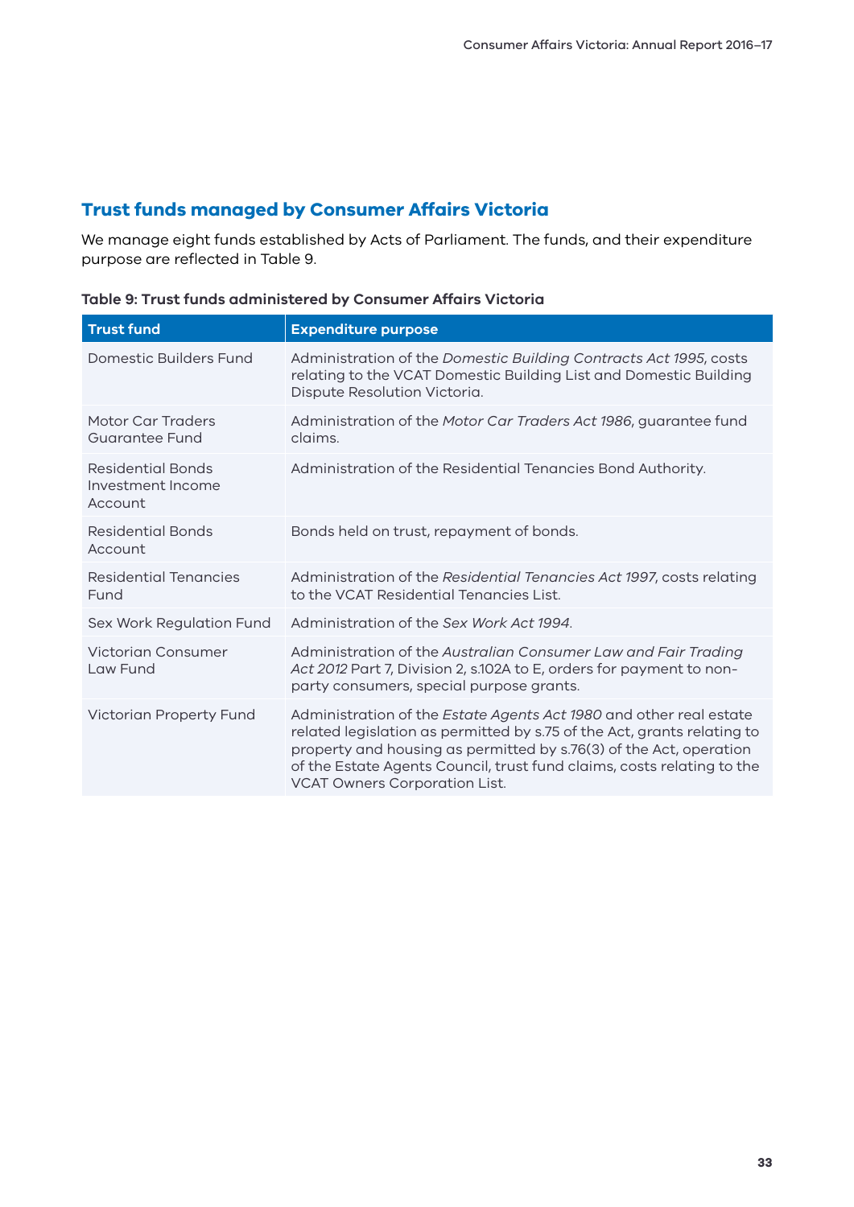## Trust funds managed by Consumer Affairs Victoria

We manage eight funds established by Acts of Parliament. The funds, and their expenditure purpose are reflected in Table 9.

**Table 9: Trust funds administered by Consumer Affairs Victoria**

| Trust fund | Expenditure purpose |
|---|---|
| Domestic Builders Fund | Administration of the *Domestic Building Contracts Act 1995*, costs relating to the VCAT Domestic Building List and Domestic Building Dispute Resolution Victoria. |
| Motor Car Traders Guarantee Fund | Administration of the *Motor Car Traders Act 1986*, guarantee fund claims. |
| Residential Bonds Investment Income Account | Administration of the Residential Tenancies Bond Authority. |
| Residential Bonds Account | Bonds held on trust, repayment of bonds. |
| Residential Tenancies Fund | Administration of the *Residential Tenancies Act 1997*, costs relating to the VCAT Residential Tenancies List. |
| Sex Work Regulation Fund | Administration of the *Sex Work Act 1994*. |
| Victorian Consumer Law Fund | Administration of the *Australian Consumer Law and Fair Trading Act 2012* Part 7, Division 2, s.102A to E, orders for payment to non-party consumers, special purpose grants. |
| Victorian Property Fund | Administration of the *Estate Agents Act 1980* and other real estate related legislation as permitted by s.75 of the Act, grants relating to property and housing as permitted by s.76(3) of the Act, operation of the Estate Agents Council, trust fund claims, costs relating to the VCAT Owners Corporation List. |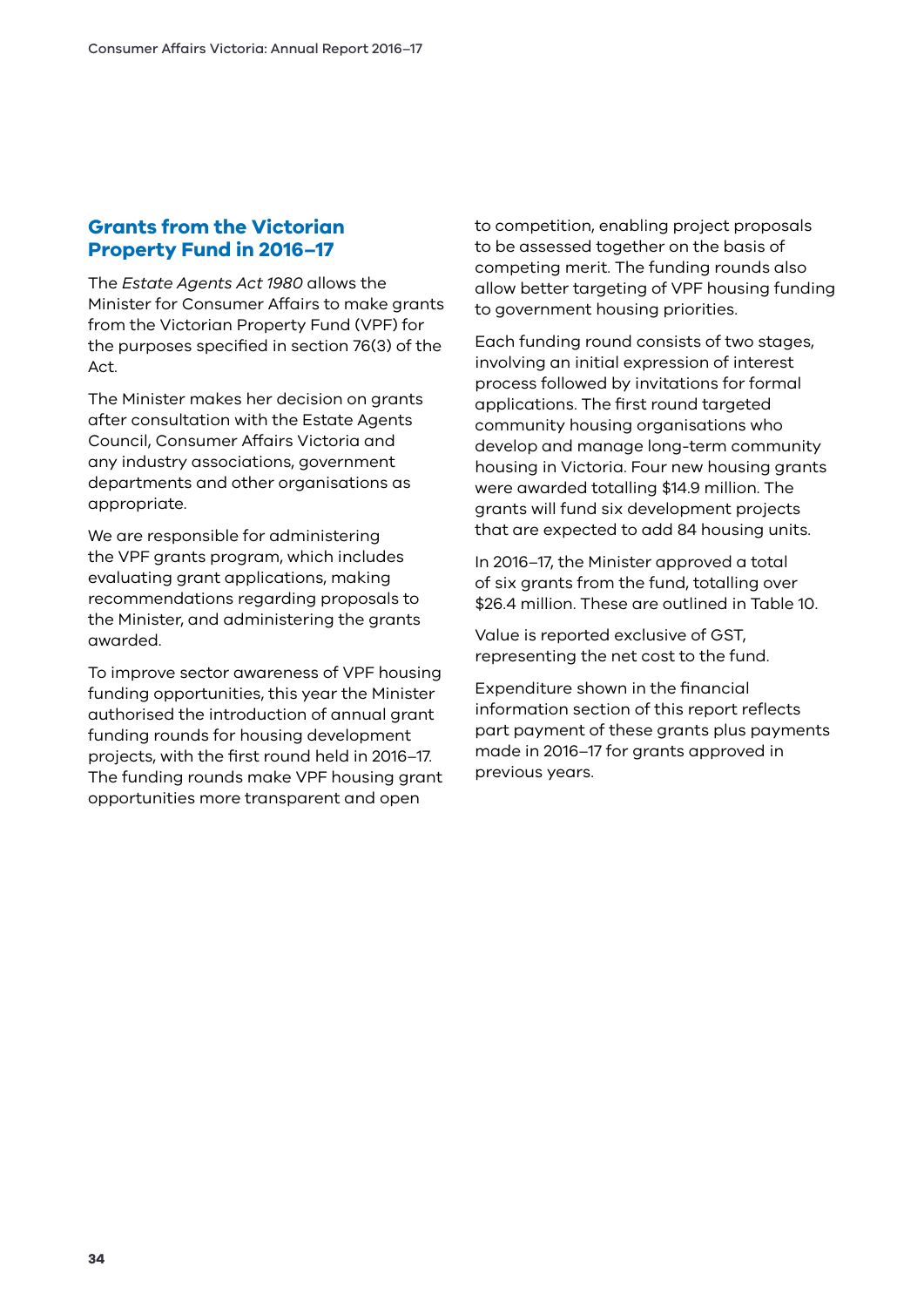## Grants from the Victorian Property Fund in 2016–17

The *Estate Agents Act 1980* allows the Minister for Consumer Affairs to make grants from the Victorian Property Fund (VPF) for the purposes specified in section 76(3) of the Act.

The Minister makes her decision on grants after consultation with the Estate Agents Council, Consumer Affairs Victoria and any industry associations, government departments and other organisations as appropriate.

We are responsible for administering the VPF grants program, which includes evaluating grant applications, making recommendations regarding proposals to the Minister, and administering the grants awarded.

To improve sector awareness of VPF housing funding opportunities, this year the Minister authorised the introduction of annual grant funding rounds for housing development projects, with the first round held in 2016–17. The funding rounds make VPF housing grant opportunities more transparent and open to competition, enabling project proposals to be assessed together on the basis of competing merit. The funding rounds also allow better targeting of VPF housing funding to government housing priorities.

Each funding round consists of two stages, involving an initial expression of interest process followed by invitations for formal applications. The first round targeted community housing organisations who develop and manage long-term community housing in Victoria. Four new housing grants were awarded totalling $14.9 million. The grants will fund six development projects that are expected to add 84 housing units.

In 2016–17, the Minister approved a total of six grants from the fund, totalling over $26.4 million. These are outlined in Table 10.

Value is reported exclusive of GST, representing the net cost to the fund.

Expenditure shown in the financial information section of this report reflects part payment of these grants plus payments made in 2016–17 for grants approved in previous years.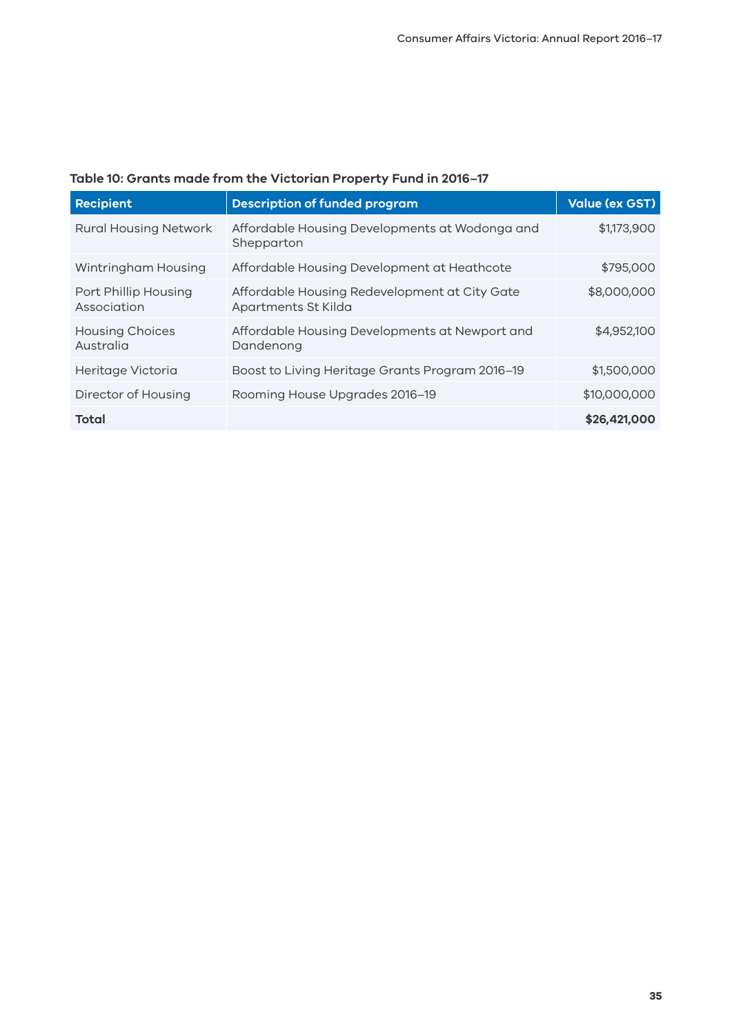**Table 10: Grants made from the Victorian Property Fund in 2016–17**

| Recipient | Description of funded program | Value (ex GST) |
|---|---|---|
| Rural Housing Network | Affordable Housing Developments at Wodonga and Shepparton | $1,173,900 |
| Wintringham Housing | Affordable Housing Development at Heathcote | $795,000 |
| Port Phillip Housing Association | Affordable Housing Redevelopment at City Gate Apartments St Kilda | $8,000,000 |
| Housing Choices Australia | Affordable Housing Developments at Newport and Dandenong | $4,952,100 |
| Heritage Victoria | Boost to Living Heritage Grants Program 2016–19 | $1,500,000 |
| Director of Housing | Rooming House Upgrades 2016–19 | $10,000,000 |
| **Total** | | **$26,421,000** |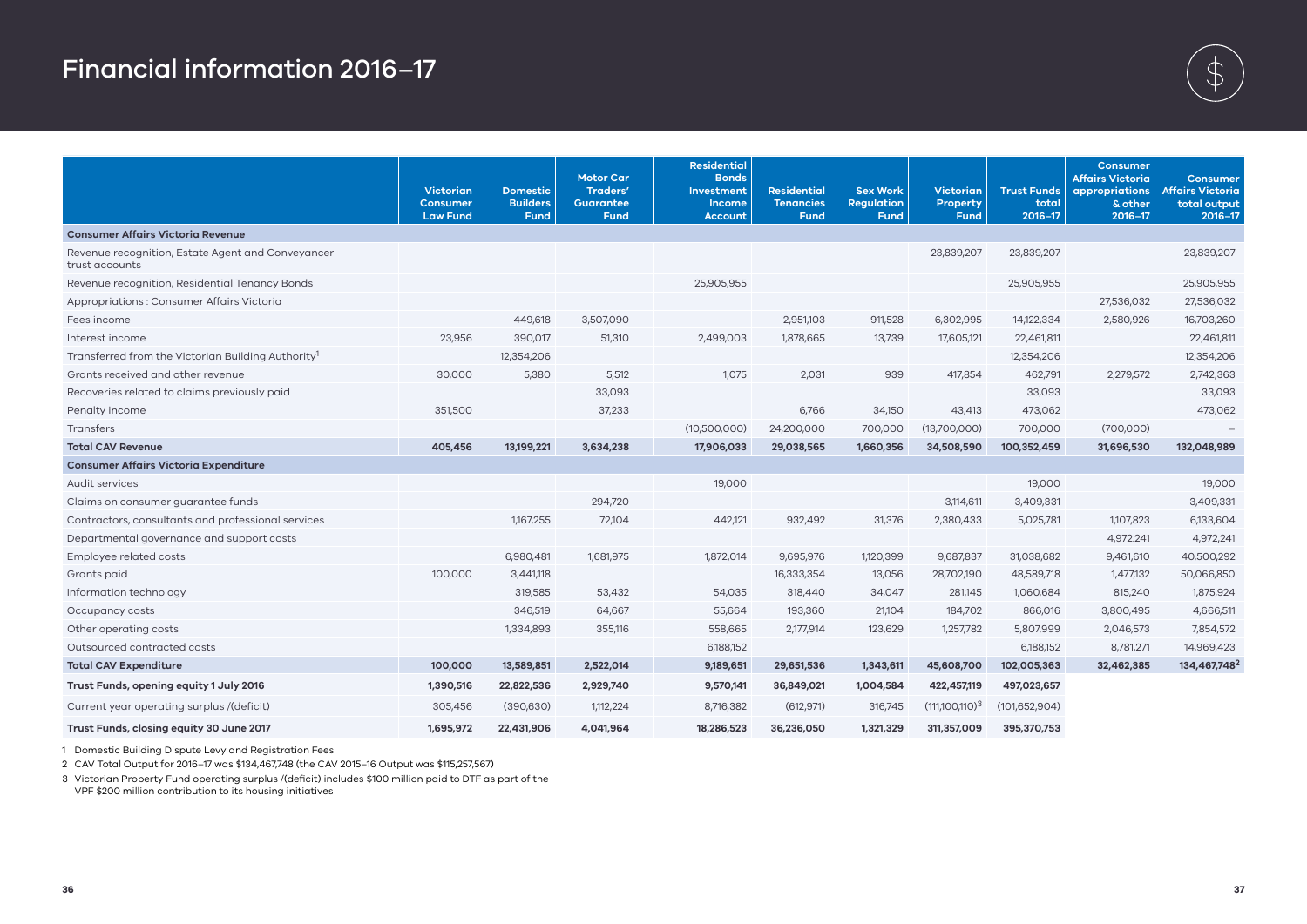# Financial information 2016–17

| | Victorian Consumer Law Fund | Domestic Builders Fund | Motor Car Traders' Guarantee Fund | Residential Bonds Investment Income Account | Residential Tenancies Fund | Sex Work Regulation Fund | Victorian Property Fund | Trust Funds total 2016–17 | Consumer Affairs Victoria appropriations & other 2016–17 | Consumer Affairs Victoria total output 2016–17 |
|---|---|---|---|---|---|---|---|---|---|---|
| **Consumer Affairs Victoria Revenue** | | | | | | | | | | |
| Revenue recognition, Estate Agent and Conveyancer trust accounts | | | | | | | 23,839,207 | 23,839,207 | | 23,839,207 |
| Revenue recognition, Residential Tenancy Bonds | | | | 25,905,955 | | | | 25,905,955 | | 25,905,955 |
| Appropriations : Consumer Affairs Victoria | | | | | | | | | 27,536,032 | 27,536,032 |
| Fees income | | 449,618 | 3,507,090 | | 2,951,103 | 911,528 | 6,302,995 | 14,122,334 | 2,580,926 | 16,703,260 |
| Interest income | 23,956 | 390,017 | 51,310 | 2,499,003 | 1,878,665 | 13,739 | 17,605,121 | 22,461,811 | | 22,461,811 |
| Transferred from the Victorian Building Authority[1] | | 12,354,206 | | | | | | 12,354,206 | | 12,354,206 |
| Grants received and other revenue | 30,000 | 5,380 | 5,512 | 1,075 | 2,031 | 939 | 417,854 | 462,791 | 2,279,572 | 2,742,363 |
| Recoveries related to claims previously paid | | | 33,093 | | | | | 33,093 | | 33,093 |
| Penalty income | 351,500 | | 37,233 | | 6,766 | 34,150 | 43,413 | 473,062 | | 473,062 |
| Transfers | | | | (10,500,000) | 24,200,000 | 700,000 | (13,700,000) | 700,000 | (700,000) | – |
| **Total CAV Revenue** | **405,456** | **13,199,221** | **3,634,238** | **17,906,033** | **29,038,565** | **1,660,356** | **34,508,590** | **100,352,459** | **31,696,530** | **132,048,989** |
| **Consumer Affairs Victoria Expenditure** | | | | | | | | | | |
| Audit services | | | | 19,000 | | | | 19,000 | | 19,000 |
| Claims on consumer guarantee funds | | | 294,720 | | | | 3,114,611 | 3,409,331 | | 3,409,331 |
| Contractors, consultants and professional services | | 1,167,255 | 72,104 | 442,121 | 932,492 | 31,376 | 2,380,433 | 5,025,781 | 1,107,823 | 6,133,604 |
| Departmental governance and support costs | | | | | | | | | 4,972,241 | 4,972,241 |
| Employee related costs | | 6,980,481 | 1,681,975 | 1,872,014 | 9,695,976 | 1,120,399 | 9,687,837 | 31,038,682 | 9,461,610 | 40,500,292 |
| Grants paid | 100,000 | 3,441,118 | | | 16,333,354 | 13,056 | 28,702,190 | 48,589,718 | 1,477,132 | 50,066,850 |
| Information technology | | 319,585 | 53,432 | 54,035 | 318,440 | 34,047 | 281,145 | 1,060,684 | 815,240 | 1,875,924 |
| Occupancy costs | | 346,519 | 64,667 | 55,664 | 193,360 | 21,104 | 184,702 | 866,016 | 3,800,495 | 4,666,511 |
| Other operating costs | | 1,334,893 | 355,116 | 558,665 | 2,177,914 | 123,629 | 1,257,782 | 5,807,999 | 2,046,573 | 7,854,572 |
| Outsourced contracted costs | | | | 6,188,152 | | | | 6,188,152 | 8,781,271 | 14,969,423 |
| **Total CAV Expenditure** | **100,000** | **13,589,851** | **2,522,014** | **9,189,651** | **29,651,536** | **1,343,611** | **45,608,700** | **102,005,363** | **32,462,385** | **134,467,748[2]** |
| **Trust Funds, opening equity 1 July 2016** | **1,390,516** | **22,822,536** | **2,929,740** | **9,570,141** | **36,849,021** | **1,004,584** | **422,457,119** | **497,023,657** | | |
| Current year operating surplus /(deficit) | 305,456 | (390,630) | 1,112,224 | 8,716,382 | (612,971) | 316,745 | (111,100,110)[3] | (101,652,904) | | |
| **Trust Funds, closing equity 30 June 2017** | **1,695,972** | **22,431,906** | **4,041,964** | **18,286,523** | **36,236,050** | **1,321,329** | **311,357,009** | **395,370,753** | | |

1 Domestic Building Dispute Levy and Registration Fees

2 CAV Total Output for 2016–17 was $134,467,748 (the CAV 2015–16 Output was $115,257,567)

3 Victorian Property Fund operating surplus /(deficit) includes $100 million paid to DTF as part of the VPF $200 million contribution to its housing initiatives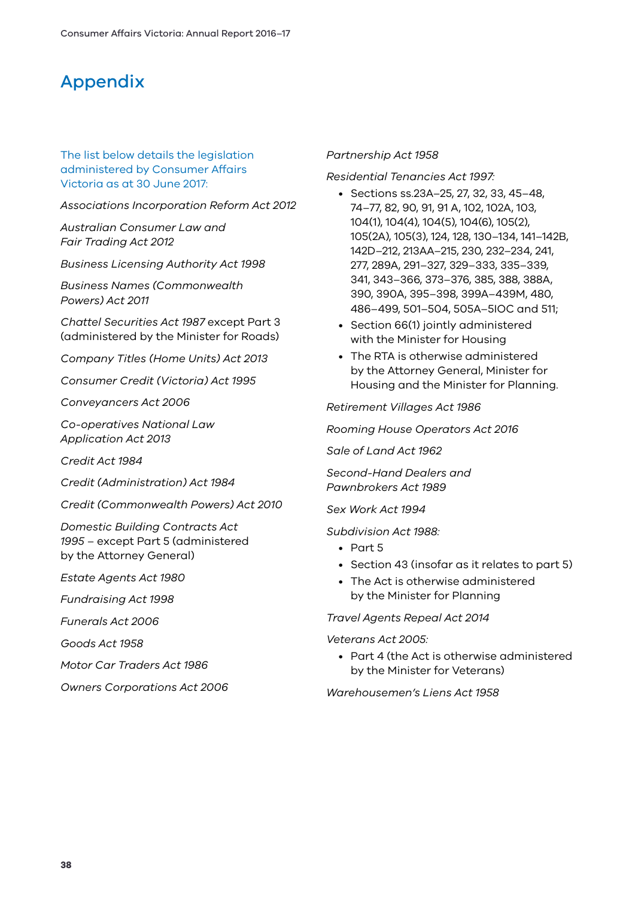# Appendix

The list below details the legislation administered by Consumer Affairs Victoria as at 30 June 2017:

*Associations Incorporation Reform Act 2012*

*Australian Consumer Law and Fair Trading Act 2012*

*Business Licensing Authority Act 1998*

*Business Names (Commonwealth Powers) Act 2011*

*Chattel Securities Act 1987* except Part 3 (administered by the Minister for Roads)

*Company Titles (Home Units) Act 2013*

*Consumer Credit (Victoria) Act 1995*

*Conveyancers Act 2006*

*Co-operatives National Law Application Act 2013*

*Credit Act 1984*

*Credit (Administration) Act 1984*

*Credit (Commonwealth Powers) Act 2010*

*Domestic Building Contracts Act 1995* – except Part 5 (administered by the Attorney General)

*Estate Agents Act 1980*

*Fundraising Act 1998*

*Funerals Act 2006*

*Goods Act 1958*

*Motor Car Traders Act 1986*

*Owners Corporations Act 2006*

*Partnership Act 1958*

*Residential Tenancies Act 1997:*

- Sections ss.23A–25, 27, 32, 33, 45–48, 74–77, 82, 90, 91, 91 A, 102, 102A, 103, 104(1), 104(4), 104(5), 104(6), 105(2), 105(2A), 105(3), 124, 128, 130–134, 141–142B, 142D–212, 213AA–215, 230, 232–234, 241, 277, 289A, 291–327, 329–333, 335–339, 341, 343–366, 373–376, 385, 388, 388A, 390, 390A, 395–398, 399A–439M, 480, 486–499, 501–504, 505A–510C and 511;
- Section 66(1) jointly administered with the Minister for Housing
- The RTA is otherwise administered by the Attorney General, Minister for Housing and the Minister for Planning.

*Retirement Villages Act 1986*

*Rooming House Operators Act 2016*

*Sale of Land Act 1962*

*Second-Hand Dealers and Pawnbrokers Act 1989*

*Sex Work Act 1994*

*Subdivision Act 1988:*

- Part 5
- Section 43 (insofar as it relates to part 5)
- The Act is otherwise administered by the Minister for Planning

*Travel Agents Repeal Act 2014*

*Veterans Act 2005:*

- Part 4 (the Act is otherwise administered by the Minister for Veterans)

*Warehousemen's Liens Act 1958*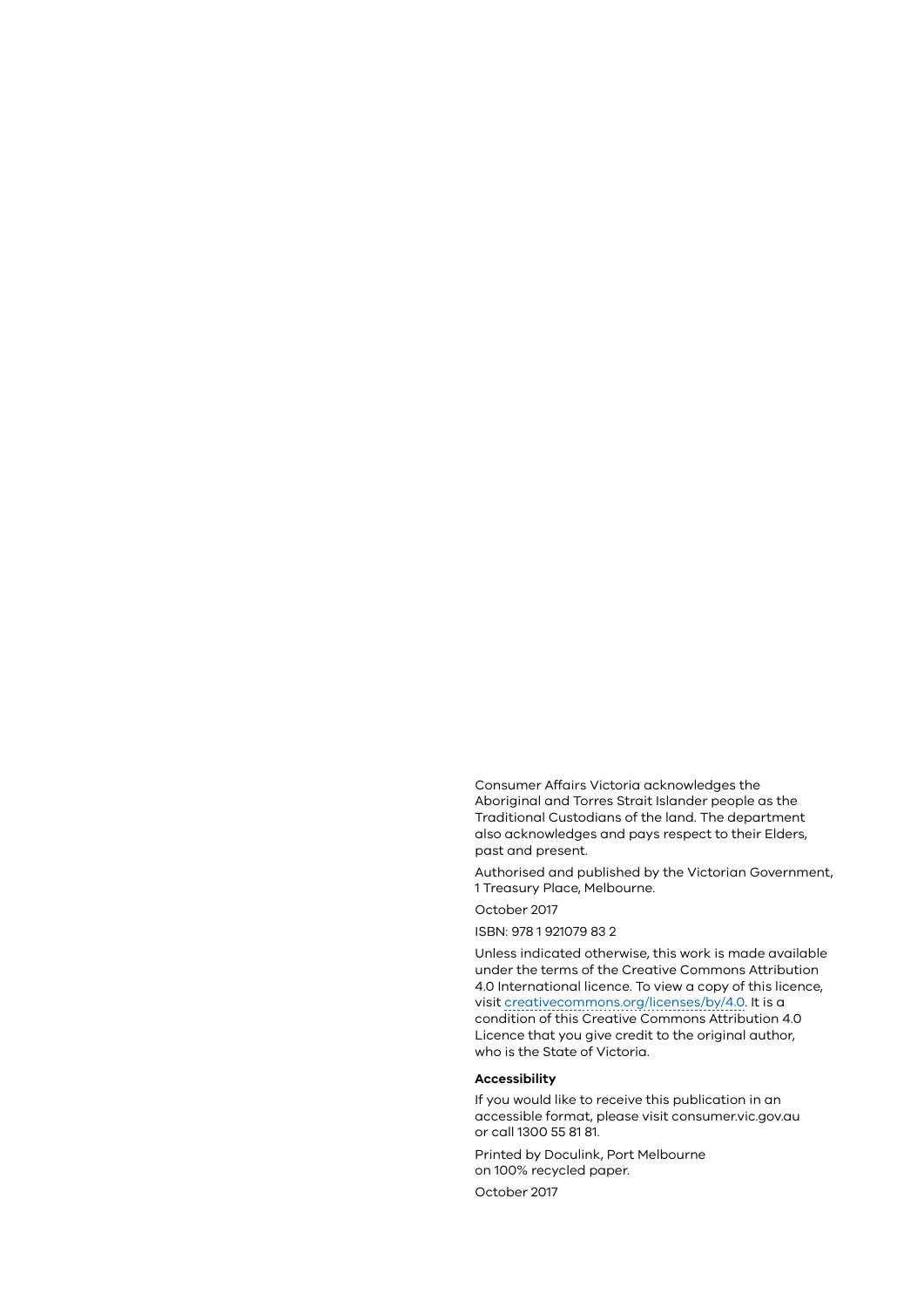Consumer Affairs Victoria acknowledges the Aboriginal and Torres Strait Islander people as the Traditional Custodians of the land. The department also acknowledges and pays respect to their Elders, past and present.

Authorised and published by the Victorian Government, 1 Treasury Place, Melbourne.

October 2017

ISBN: 978 1 921079 83 2

Unless indicated otherwise, this work is made available under the terms of the Creative Commons Attribution 4.0 International licence. To view a copy of this licence, visit creativecommons.org/licenses/by/4.0. It is a condition of this Creative Commons Attribution 4.0 Licence that you give credit to the original author, who is the State of Victoria.

**Accessibility**

If you would like to receive this publication in an accessible format, please visit consumer.vic.gov.au or call 1300 55 81 81.

Printed by Doculink, Port Melbourne on 100% recycled paper.

October 2017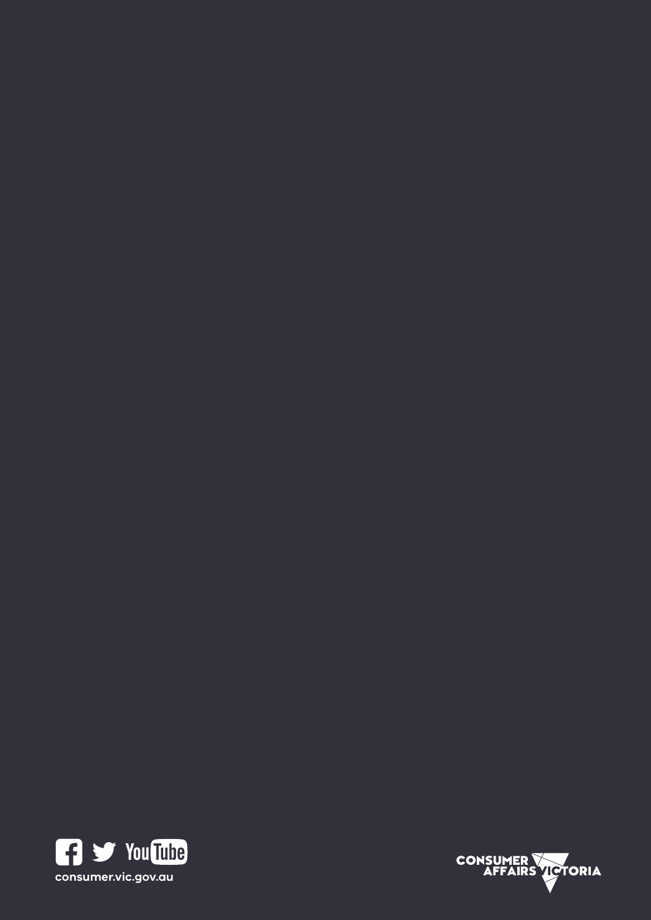consumer.vic.gov.au

CONSUMER AFFAIRS VICTORIA